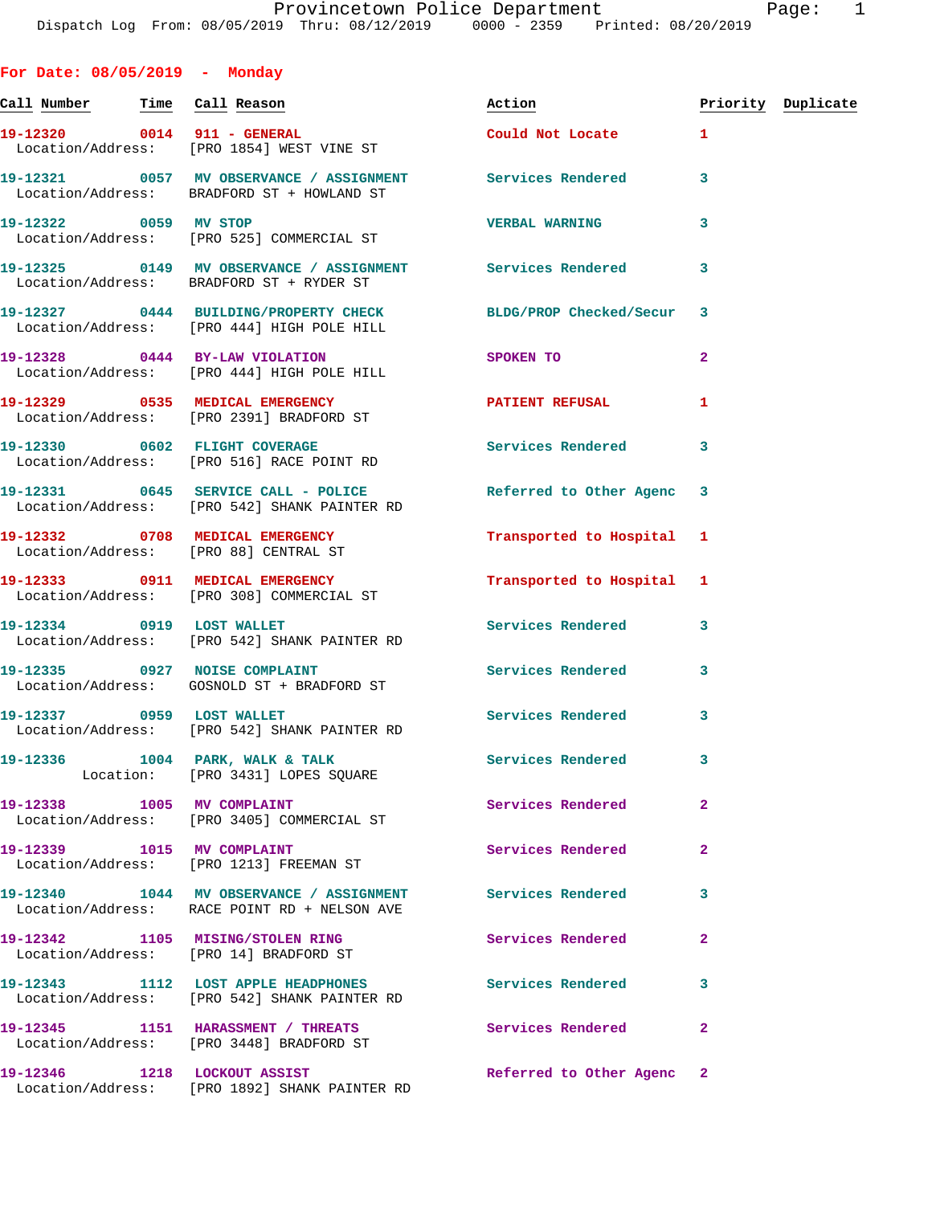Provincetown Police Department
Dispatch Log From: 08/05/2019 Thru: 08/12/2019 0000 - 2359 Printed: 08/20/2019

## For Date: 08/05/2019 - Monday

| Call Number | Time | Call Reason | Action | Priority | Duplicate |
|---|---|---|---|---|---|
| 19-12320 | 0014 | 911 - GENERAL<br>Location/Address: [PRO 1854] WEST VINE ST | Could Not Locate | 1 | |
| 19-12321 | 0057 | MV OBSERVANCE / ASSIGNMENT<br>Location/Address: BRADFORD ST + HOWLAND ST | Services Rendered | 3 | |
| 19-12322 | 0059 | MV STOP<br>Location/Address: [PRO 525] COMMERCIAL ST | VERBAL WARNING | 3 | |
| 19-12325 | 0149 | MV OBSERVANCE / ASSIGNMENT<br>Location/Address: BRADFORD ST + RYDER ST | Services Rendered | 3 | |
| 19-12327 | 0444 | BUILDING/PROPERTY CHECK<br>Location/Address: [PRO 444] HIGH POLE HILL | BLDG/PROP Checked/Secur | 3 | |
| 19-12328 | 0444 | BY-LAW VIOLATION<br>Location/Address: [PRO 444] HIGH POLE HILL | SPOKEN TO | 2 | |
| 19-12329 | 0535 | MEDICAL EMERGENCY<br>Location/Address: [PRO 2391] BRADFORD ST | PATIENT REFUSAL | 1 | |
| 19-12330 | 0602 | FLIGHT COVERAGE<br>Location/Address: [PRO 516] RACE POINT RD | Services Rendered | 3 | |
| 19-12331 | 0645 | SERVICE CALL - POLICE<br>Location/Address: [PRO 542] SHANK PAINTER RD | Referred to Other Agenc | 3 | |
| 19-12332 | 0708 | MEDICAL EMERGENCY<br>Location/Address: [PRO 88] CENTRAL ST | Transported to Hospital | 1 | |
| 19-12333 | 0911 | MEDICAL EMERGENCY<br>Location/Address: [PRO 308] COMMERCIAL ST | Transported to Hospital | 1 | |
| 19-12334 | 0919 | LOST WALLET<br>Location/Address: [PRO 542] SHANK PAINTER RD | Services Rendered | 3 | |
| 19-12335 | 0927 | NOISE COMPLAINT<br>Location/Address: GOSNOLD ST + BRADFORD ST | Services Rendered | 3 | |
| 19-12337 | 0959 | LOST WALLET<br>Location/Address: [PRO 542] SHANK PAINTER RD | Services Rendered | 3 | |
| 19-12336 | 1004 | PARK, WALK & TALK<br>Location: [PRO 3431] LOPES SQUARE | Services Rendered | 3 | |
| 19-12338 | 1005 | MV COMPLAINT<br>Location/Address: [PRO 3405] COMMERCIAL ST | Services Rendered | 2 | |
| 19-12339 | 1015 | MV COMPLAINT<br>Location/Address: [PRO 1213] FREEMAN ST | Services Rendered | 2 | |
| 19-12340 | 1044 | MV OBSERVANCE / ASSIGNMENT<br>Location/Address: RACE POINT RD + NELSON AVE | Services Rendered | 3 | |
| 19-12342 | 1105 | MISING/STOLEN RING<br>Location/Address: [PRO 14] BRADFORD ST | Services Rendered | 2 | |
| 19-12343 | 1112 | LOST APPLE HEADPHONES<br>Location/Address: [PRO 542] SHANK PAINTER RD | Services Rendered | 3 | |
| 19-12345 | 1151 | HARASSMENT / THREATS<br>Location/Address: [PRO 3448] BRADFORD ST | Services Rendered | 2 | |
| 19-12346 | 1218 | LOCKOUT ASSIST<br>Location/Address: [PRO 1892] SHANK PAINTER RD | Referred to Other Agenc | 2 | |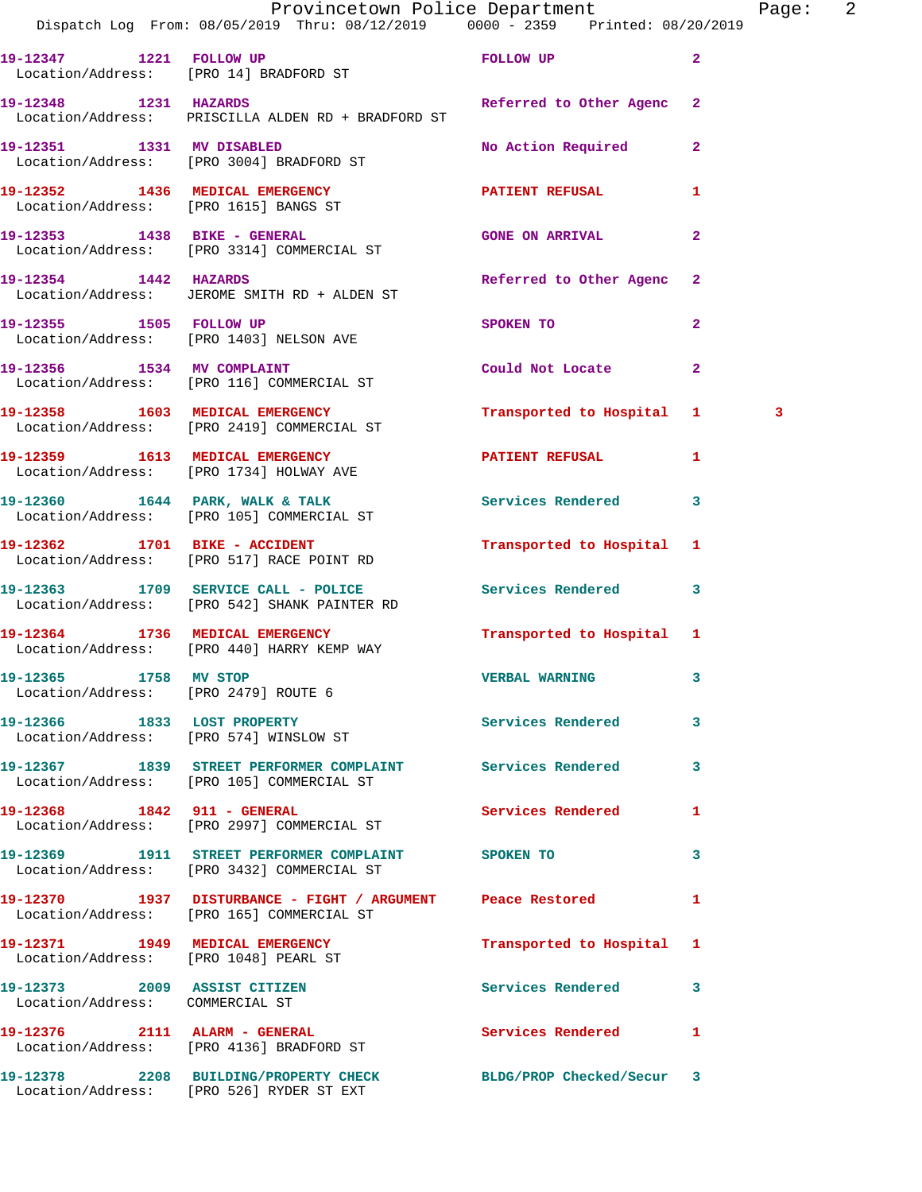Provincetown Police Department
Dispatch Log From: 08/05/2019 Thru: 08/12/2019 0000 - 2359 Printed: 08/20/2019

| Call Number | Time | Call Reason | Action | Priority | |
|---|---|---|---|---|---|
| 19-12347 | 1221 | FOLLOW UP | FOLLOW UP | 2 | |
| Location/Address: [PRO 14] BRADFORD ST | | | | | |
| 19-12348 | 1231 | HAZARDS | Referred to Other Agenc | 2 | |
| Location/Address: PRISCILLA ALDEN RD + BRADFORD ST | | | | | |
| 19-12351 | 1331 | MV DISABLED | No Action Required | 2 | |
| Location/Address: [PRO 3004] BRADFORD ST | | | | | |
| 19-12352 | 1436 | MEDICAL EMERGENCY | PATIENT REFUSAL | 1 | |
| Location/Address: [PRO 1615] BANGS ST | | | | | |
| 19-12353 | 1438 | BIKE - GENERAL | GONE ON ARRIVAL | 2 | |
| Location/Address: [PRO 3314] COMMERCIAL ST | | | | | |
| 19-12354 | 1442 | HAZARDS | Referred to Other Agenc | 2 | |
| Location/Address: JEROME SMITH RD + ALDEN ST | | | | | |
| 19-12355 | 1505 | FOLLOW UP | SPOKEN TO | 2 | |
| Location/Address: [PRO 1403] NELSON AVE | | | | | |
| 19-12356 | 1534 | MV COMPLAINT | Could Not Locate | 2 | |
| Location/Address: [PRO 116] COMMERCIAL ST | | | | | |
| 19-12358 | 1603 | MEDICAL EMERGENCY | Transported to Hospital | 1 | 3 |
| Location/Address: [PRO 2419] COMMERCIAL ST | | | | | |
| 19-12359 | 1613 | MEDICAL EMERGENCY | PATIENT REFUSAL | 1 | |
| Location/Address: [PRO 1734] HOLWAY AVE | | | | | |
| 19-12360 | 1644 | PARK, WALK & TALK | Services Rendered | 3 | |
| Location/Address: [PRO 105] COMMERCIAL ST | | | | | |
| 19-12362 | 1701 | BIKE - ACCIDENT | Transported to Hospital | 1 | |
| Location/Address: [PRO 517] RACE POINT RD | | | | | |
| 19-12363 | 1709 | SERVICE CALL - POLICE | Services Rendered | 3 | |
| Location/Address: [PRO 542] SHANK PAINTER RD | | | | | |
| 19-12364 | 1736 | MEDICAL EMERGENCY | Transported to Hospital | 1 | |
| Location/Address: [PRO 440] HARRY KEMP WAY | | | | | |
| 19-12365 | 1758 | MV STOP | VERBAL WARNING | 3 | |
| Location/Address: [PRO 2479] ROUTE 6 | | | | | |
| 19-12366 | 1833 | LOST PROPERTY | Services Rendered | 3 | |
| Location/Address: [PRO 574] WINSLOW ST | | | | | |
| 19-12367 | 1839 | STREET PERFORMER COMPLAINT | Services Rendered | 3 | |
| Location/Address: [PRO 105] COMMERCIAL ST | | | | | |
| 19-12368 | 1842 | 911 - GENERAL | Services Rendered | 1 | |
| Location/Address: [PRO 2997] COMMERCIAL ST | | | | | |
| 19-12369 | 1911 | STREET PERFORMER COMPLAINT | SPOKEN TO | 3 | |
| Location/Address: [PRO 3432] COMMERCIAL ST | | | | | |
| 19-12370 | 1937 | DISTURBANCE - FIGHT / ARGUMENT | Peace Restored | 1 | |
| Location/Address: [PRO 165] COMMERCIAL ST | | | | | |
| 19-12371 | 1949 | MEDICAL EMERGENCY | Transported to Hospital | 1 | |
| Location/Address: [PRO 1048] PEARL ST | | | | | |
| 19-12373 | 2009 | ASSIST CITIZEN | Services Rendered | 3 | |
| Location/Address: COMMERCIAL ST | | | | | |
| 19-12376 | 2111 | ALARM - GENERAL | Services Rendered | 1 | |
| Location/Address: [PRO 4136] BRADFORD ST | | | | | |
| 19-12378 | 2208 | BUILDING/PROPERTY CHECK | BLDG/PROP Checked/Secur | 3 | |
| Location/Address: [PRO 526] RYDER ST EXT | | | | | |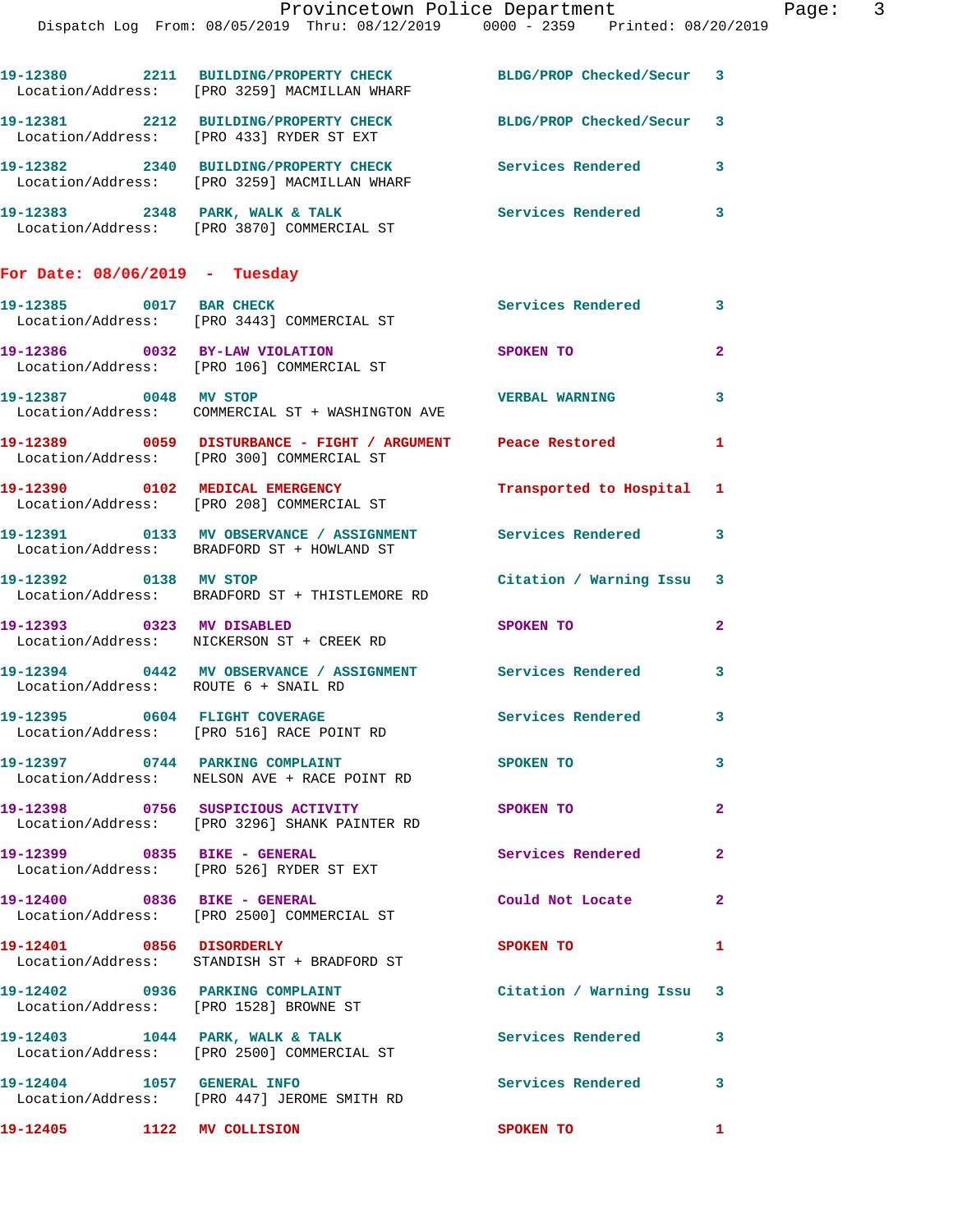19-12380 2211 BUILDING/PROPERTY CHECK BLDG/PROP Checked/Secur 3
Location/Address: [PRO 3259] MACMILLAN WHARF

19-12381 2212 BUILDING/PROPERTY CHECK BLDG/PROP Checked/Secur 3
Location/Address: [PRO 433] RYDER ST EXT

19-12382 2340 BUILDING/PROPERTY CHECK Services Rendered 3
Location/Address: [PRO 3259] MACMILLAN WHARF

19-12383 2348 PARK, WALK & TALK Services Rendered 3
Location/Address: [PRO 3870] COMMERCIAL ST

**For Date: 08/06/2019 - Tuesday**

19-12385 0017 BAR CHECK Services Rendered 3
Location/Address: [PRO 3443] COMMERCIAL ST

19-12386 0032 BY-LAW VIOLATION SPOKEN TO 2
Location/Address: [PRO 106] COMMERCIAL ST

19-12387 0048 MV STOP VERBAL WARNING 3
Location/Address: COMMERCIAL ST + WASHINGTON AVE

19-12389 0059 DISTURBANCE - FIGHT / ARGUMENT Peace Restored 1
Location/Address: [PRO 300] COMMERCIAL ST

19-12390 0102 MEDICAL EMERGENCY Transported to Hospital 1
Location/Address: [PRO 208] COMMERCIAL ST

19-12391 0133 MV OBSERVANCE / ASSIGNMENT Services Rendered 3
Location/Address: BRADFORD ST + HOWLAND ST

19-12392 0138 MV STOP Citation / Warning Issu 3
Location/Address: BRADFORD ST + THISTLEMORE RD

19-12393 0323 MV DISABLED SPOKEN TO 2
Location/Address: NICKERSON ST + CREEK RD

19-12394 0442 MV OBSERVANCE / ASSIGNMENT Services Rendered 3
Location/Address: ROUTE 6 + SNAIL RD

19-12395 0604 FLIGHT COVERAGE Services Rendered 3
Location/Address: [PRO 516] RACE POINT RD

19-12397 0744 PARKING COMPLAINT SPOKEN TO 3
Location/Address: NELSON AVE + RACE POINT RD

19-12398 0756 SUSPICIOUS ACTIVITY SPOKEN TO 2
Location/Address: [PRO 3296] SHANK PAINTER RD

19-12399 0835 BIKE - GENERAL Services Rendered 2
Location/Address: [PRO 526] RYDER ST EXT

19-12400 0836 BIKE - GENERAL Could Not Locate 2
Location/Address: [PRO 2500] COMMERCIAL ST

19-12401 0856 DISORDERLY SPOKEN TO 1
Location/Address: STANDISH ST + BRADFORD ST

19-12402 0936 PARKING COMPLAINT Citation / Warning Issu 3
Location/Address: [PRO 1528] BROWNE ST

19-12403 1044 PARK, WALK & TALK Services Rendered 3
Location/Address: [PRO 2500] COMMERCIAL ST

19-12404 1057 GENERAL INFO Services Rendered 3
Location/Address: [PRO 447] JEROME SMITH RD

19-12405 1122 MV COLLISION SPOKEN TO 1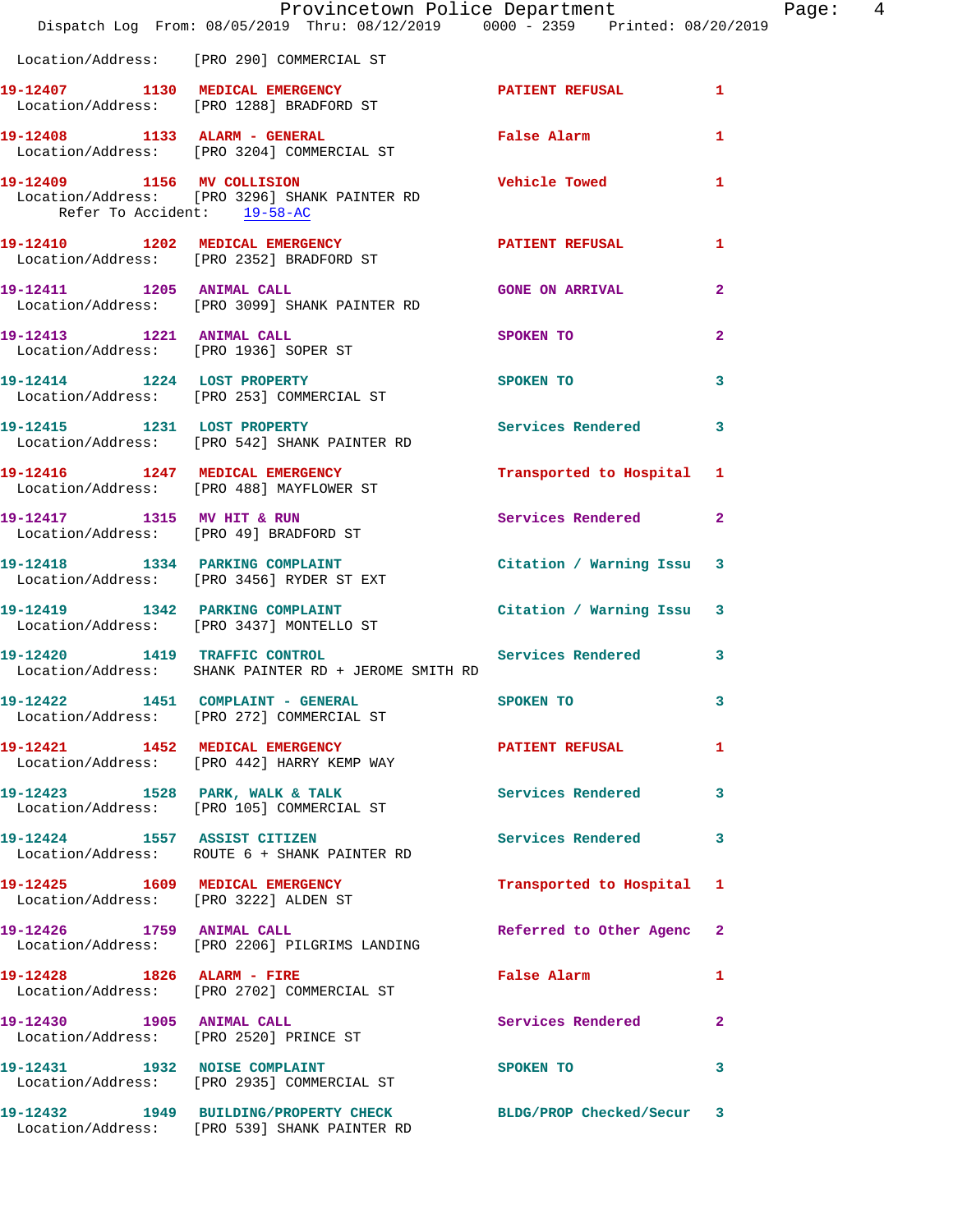Location/Address: [PRO 290] COMMERCIAL ST

| Call # | Time | Call Type | Disposition | Priority |
|---|---|---|---|---|
| 19-12407 | 1130 | MEDICAL EMERGENCY | PATIENT REFUSAL | 1 |
| | | Location/Address: [PRO 1288] BRADFORD ST | | |
| 19-12408 | 1133 | ALARM - GENERAL | False Alarm | 1 |
| | | Location/Address: [PRO 3204] COMMERCIAL ST | | |
| 19-12409 | 1156 | MV COLLISION | Vehicle Towed | 1 |
| | | Location/Address: [PRO 3296] SHANK PAINTER RD; Refer To Accident: 19-58-AC | | |
| 19-12410 | 1202 | MEDICAL EMERGENCY | PATIENT REFUSAL | 1 |
| | | Location/Address: [PRO 2352] BRADFORD ST | | |
| 19-12411 | 1205 | ANIMAL CALL | GONE ON ARRIVAL | 2 |
| | | Location/Address: [PRO 3099] SHANK PAINTER RD | | |
| 19-12413 | 1221 | ANIMAL CALL | SPOKEN TO | 2 |
| | | Location/Address: [PRO 1936] SOPER ST | | |
| 19-12414 | 1224 | LOST PROPERTY | SPOKEN TO | 3 |
| | | Location/Address: [PRO 253] COMMERCIAL ST | | |
| 19-12415 | 1231 | LOST PROPERTY | Services Rendered | 3 |
| | | Location/Address: [PRO 542] SHANK PAINTER RD | | |
| 19-12416 | 1247 | MEDICAL EMERGENCY | Transported to Hospital | 1 |
| | | Location/Address: [PRO 488] MAYFLOWER ST | | |
| 19-12417 | 1315 | MV HIT & RUN | Services Rendered | 2 |
| | | Location/Address: [PRO 49] BRADFORD ST | | |
| 19-12418 | 1334 | PARKING COMPLAINT | Citation / Warning Issu | 3 |
| | | Location/Address: [PRO 3456] RYDER ST EXT | | |
| 19-12419 | 1342 | PARKING COMPLAINT | Citation / Warning Issu | 3 |
| | | Location/Address: [PRO 3437] MONTELLO ST | | |
| 19-12420 | 1419 | TRAFFIC CONTROL | Services Rendered | 3 |
| | | Location/Address: SHANK PAINTER RD + JEROME SMITH RD | | |
| 19-12422 | 1451 | COMPLAINT - GENERAL | SPOKEN TO | 3 |
| | | Location/Address: [PRO 272] COMMERCIAL ST | | |
| 19-12421 | 1452 | MEDICAL EMERGENCY | PATIENT REFUSAL | 1 |
| | | Location/Address: [PRO 442] HARRY KEMP WAY | | |
| 19-12423 | 1528 | PARK, WALK & TALK | Services Rendered | 3 |
| | | Location/Address: [PRO 105] COMMERCIAL ST | | |
| 19-12424 | 1557 | ASSIST CITIZEN | Services Rendered | 3 |
| | | Location/Address: ROUTE 6 + SHANK PAINTER RD | | |
| 19-12425 | 1609 | MEDICAL EMERGENCY | Transported to Hospital | 1 |
| | | Location/Address: [PRO 3222] ALDEN ST | | |
| 19-12426 | 1759 | ANIMAL CALL | Referred to Other Agenc | 2 |
| | | Location/Address: [PRO 2206] PILGRIMS LANDING | | |
| 19-12428 | 1826 | ALARM - FIRE | False Alarm | 1 |
| | | Location/Address: [PRO 2702] COMMERCIAL ST | | |
| 19-12430 | 1905 | ANIMAL CALL | Services Rendered | 2 |
| | | Location/Address: [PRO 2520] PRINCE ST | | |
| 19-12431 | 1932 | NOISE COMPLAINT | SPOKEN TO | 3 |
| | | Location/Address: [PRO 2935] COMMERCIAL ST | | |
| 19-12432 | 1949 | BUILDING/PROPERTY CHECK | BLDG/PROP Checked/Secur | 3 |
| | | Location/Address: [PRO 539] SHANK PAINTER RD | | |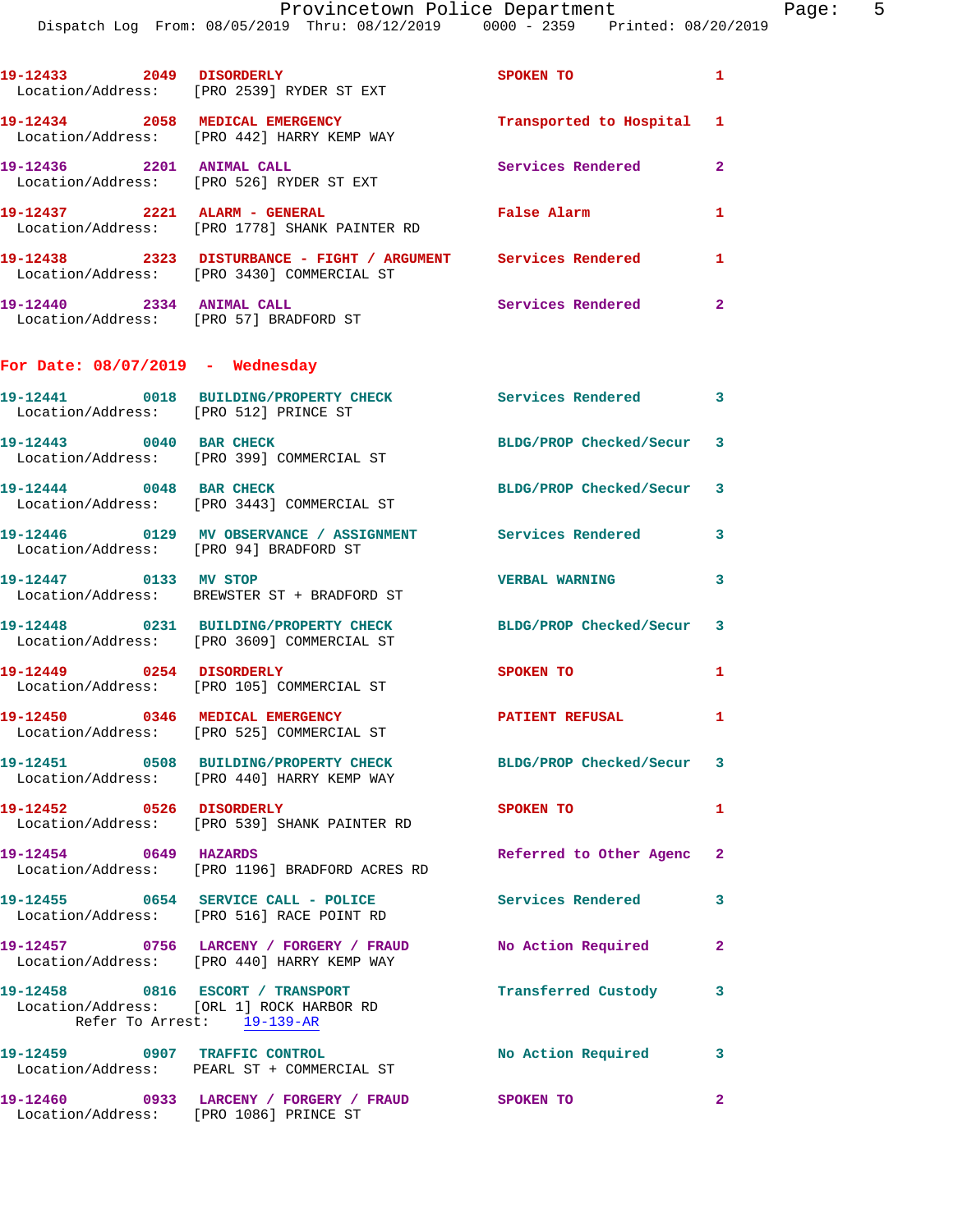19-12433 2049 DISORDERLY SPOKEN TO 1
Location/Address: [PRO 2539] RYDER ST EXT

19-12434 2058 MEDICAL EMERGENCY Transported to Hospital 1
Location/Address: [PRO 442] HARRY KEMP WAY

19-12436 2201 ANIMAL CALL Services Rendered 2
Location/Address: [PRO 526] RYDER ST EXT

19-12437 2221 ALARM - GENERAL False Alarm 1
Location/Address: [PRO 1778] SHANK PAINTER RD

19-12438 2323 DISTURBANCE - FIGHT / ARGUMENT Services Rendered 1
Location/Address: [PRO 3430] COMMERCIAL ST

19-12440 2334 ANIMAL CALL Services Rendered 2
Location/Address: [PRO 57] BRADFORD ST

**For Date: 08/07/2019 - Wednesday**

19-12441 0018 BUILDING/PROPERTY CHECK Services Rendered 3
Location/Address: [PRO 512] PRINCE ST

19-12443 0040 BAR CHECK BLDG/PROP Checked/Secur 3
Location/Address: [PRO 399] COMMERCIAL ST

19-12444 0048 BAR CHECK BLDG/PROP Checked/Secur 3
Location/Address: [PRO 3443] COMMERCIAL ST

19-12446 0129 MV OBSERVANCE / ASSIGNMENT Services Rendered 3
Location/Address: [PRO 94] BRADFORD ST

19-12447 0133 MV STOP VERBAL WARNING 3
Location/Address: BREWSTER ST + BRADFORD ST

19-12448 0231 BUILDING/PROPERTY CHECK BLDG/PROP Checked/Secur 3
Location/Address: [PRO 3609] COMMERCIAL ST

19-12449 0254 DISORDERLY SPOKEN TO 1
Location/Address: [PRO 105] COMMERCIAL ST

19-12450 0346 MEDICAL EMERGENCY PATIENT REFUSAL 1
Location/Address: [PRO 525] COMMERCIAL ST

19-12451 0508 BUILDING/PROPERTY CHECK BLDG/PROP Checked/Secur 3
Location/Address: [PRO 440] HARRY KEMP WAY

19-12452 0526 DISORDERLY SPOKEN TO 1
Location/Address: [PRO 539] SHANK PAINTER RD

19-12454 0649 HAZARDS Referred to Other Agenc 2
Location/Address: [PRO 1196] BRADFORD ACRES RD

19-12455 0654 SERVICE CALL - POLICE Services Rendered 3
Location/Address: [PRO 516] RACE POINT RD

19-12457 0756 LARCENY / FORGERY / FRAUD No Action Required 2
Location/Address: [PRO 440] HARRY KEMP WAY

19-12458 0816 ESCORT / TRANSPORT Transferred Custody 3
Location/Address: [ORL 1] ROCK HARBOR RD
Refer To Arrest: 19-139-AR

19-12459 0907 TRAFFIC CONTROL No Action Required 3
Location/Address: PEARL ST + COMMERCIAL ST

19-12460 0933 LARCENY / FORGERY / FRAUD SPOKEN TO 2
Location/Address: [PRO 1086] PRINCE ST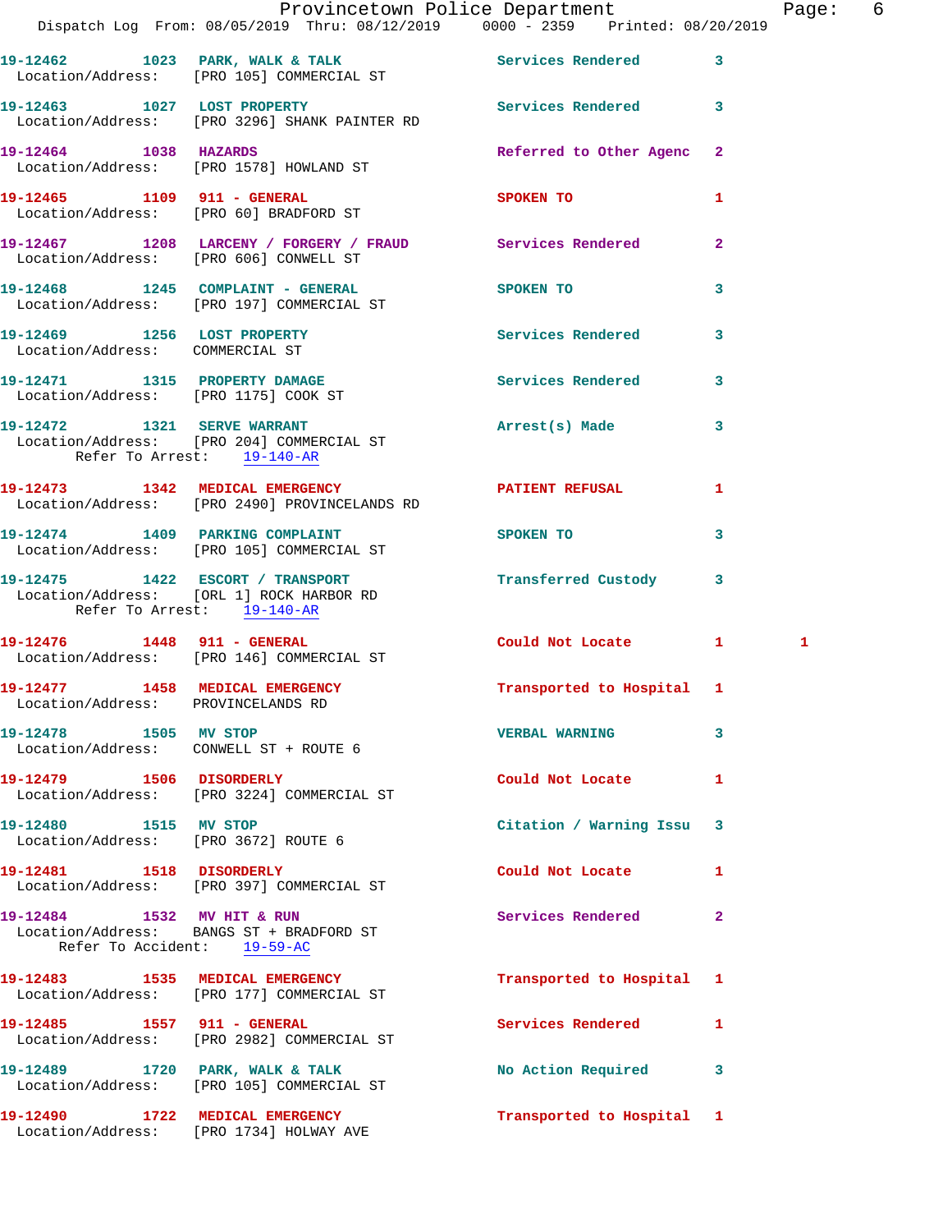19-12462 1023 PARK, WALK & TALK Services Rendered 3
Location/Address: [PRO 105] COMMERCIAL ST

19-12463 1027 LOST PROPERTY Services Rendered 3
Location/Address: [PRO 3296] SHANK PAINTER RD

19-12464 1038 HAZARDS Referred to Other Agenc 2
Location/Address: [PRO 1578] HOWLAND ST

19-12465 1109 911 - GENERAL SPOKEN TO 1
Location/Address: [PRO 60] BRADFORD ST

19-12467 1208 LARCENY / FORGERY / FRAUD Services Rendered 2
Location/Address: [PRO 606] CONWELL ST

19-12468 1245 COMPLAINT - GENERAL SPOKEN TO 3
Location/Address: [PRO 197] COMMERCIAL ST

19-12469 1256 LOST PROPERTY Services Rendered 3
Location/Address: COMMERCIAL ST

19-12471 1315 PROPERTY DAMAGE Services Rendered 3
Location/Address: [PRO 1175] COOK ST

19-12472 1321 SERVE WARRANT Arrest(s) Made 3
Location/Address: [PRO 204] COMMERCIAL ST
Refer To Arrest: 19-140-AR

19-12473 1342 MEDICAL EMERGENCY PATIENT REFUSAL 1
Location/Address: [PRO 2490] PROVINCELANDS RD

19-12474 1409 PARKING COMPLAINT SPOKEN TO 3
Location/Address: [PRO 105] COMMERCIAL ST

19-12475 1422 ESCORT / TRANSPORT Transferred Custody 3
Location/Address: [ORL 1] ROCK HARBOR RD
Refer To Arrest: 19-140-AR

19-12476 1448 911 - GENERAL Could Not Locate 1 1
Location/Address: [PRO 146] COMMERCIAL ST

19-12477 1458 MEDICAL EMERGENCY Transported to Hospital 1
Location/Address: PROVINCELANDS RD

19-12478 1505 MV STOP VERBAL WARNING 3
Location/Address: CONWELL ST + ROUTE 6

19-12479 1506 DISORDERLY Could Not Locate 1
Location/Address: [PRO 3224] COMMERCIAL ST

19-12480 1515 MV STOP Citation / Warning Issu 3
Location/Address: [PRO 3672] ROUTE 6

19-12481 1518 DISORDERLY Could Not Locate 1
Location/Address: [PRO 397] COMMERCIAL ST

19-12484 1532 MV HIT & RUN Services Rendered 2
Location/Address: BANGS ST + BRADFORD ST
Refer To Accident: 19-59-AC

19-12483 1535 MEDICAL EMERGENCY Transported to Hospital 1
Location/Address: [PRO 177] COMMERCIAL ST

19-12485 1557 911 - GENERAL Services Rendered 1
Location/Address: [PRO 2982] COMMERCIAL ST

19-12489 1720 PARK, WALK & TALK No Action Required 3
Location/Address: [PRO 105] COMMERCIAL ST

19-12490 1722 MEDICAL EMERGENCY Transported to Hospital 1
Location/Address: [PRO 1734] HOLWAY AVE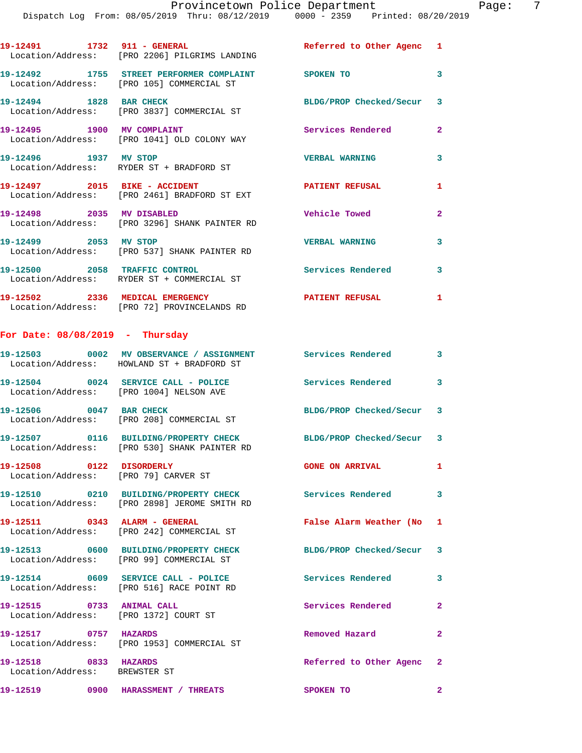19-12491 1732 911 - GENERAL Referred to Other Agenc 1
Location/Address: [PRO 2206] PILGRIMS LANDING

19-12492 1755 STREET PERFORMER COMPLAINT SPOKEN TO 3
Location/Address: [PRO 105] COMMERCIAL ST

19-12494 1828 BAR CHECK BLDG/PROP Checked/Secur 3
Location/Address: [PRO 3837] COMMERCIAL ST

19-12495 1900 MV COMPLAINT Services Rendered 2
Location/Address: [PRO 1041] OLD COLONY WAY

19-12496 1937 MV STOP VERBAL WARNING 3
Location/Address: RYDER ST + BRADFORD ST

19-12497 2015 BIKE - ACCIDENT PATIENT REFUSAL 1
Location/Address: [PRO 2461] BRADFORD ST EXT

19-12498 2035 MV DISABLED Vehicle Towed 2
Location/Address: [PRO 3296] SHANK PAINTER RD

19-12499 2053 MV STOP VERBAL WARNING 3
Location/Address: [PRO 537] SHANK PAINTER RD

19-12500 2058 TRAFFIC CONTROL Services Rendered 3
Location/Address: RYDER ST + COMMERCIAL ST

19-12502 2336 MEDICAL EMERGENCY PATIENT REFUSAL 1
Location/Address: [PRO 72] PROVINCELANDS RD

## For Date: 08/08/2019 - Thursday

19-12503 0002 MV OBSERVANCE / ASSIGNMENT Services Rendered 3
Location/Address: HOWLAND ST + BRADFORD ST

19-12504 0024 SERVICE CALL - POLICE Services Rendered 3
Location/Address: [PRO 1004] NELSON AVE

19-12506 0047 BAR CHECK BLDG/PROP Checked/Secur 3
Location/Address: [PRO 208] COMMERCIAL ST

19-12507 0116 BUILDING/PROPERTY CHECK BLDG/PROP Checked/Secur 3
Location/Address: [PRO 530] SHANK PAINTER RD

19-12508 0122 DISORDERLY GONE ON ARRIVAL 1
Location/Address: [PRO 79] CARVER ST

19-12510 0210 BUILDING/PROPERTY CHECK Services Rendered 3
Location/Address: [PRO 2898] JEROME SMITH RD

19-12511 0343 ALARM - GENERAL False Alarm Weather (No 1
Location/Address: [PRO 242] COMMERCIAL ST

19-12513 0600 BUILDING/PROPERTY CHECK BLDG/PROP Checked/Secur 3
Location/Address: [PRO 99] COMMERCIAL ST

19-12514 0609 SERVICE CALL - POLICE Services Rendered 3
Location/Address: [PRO 516] RACE POINT RD

19-12515 0733 ANIMAL CALL Services Rendered 2
Location/Address: [PRO 1372] COURT ST

19-12517 0757 HAZARDS Removed Hazard 2
Location/Address: [PRO 1953] COMMERCIAL ST

19-12518 0833 HAZARDS Referred to Other Agenc 2
Location/Address: BREWSTER ST

19-12519 0900 HARASSMENT / THREATS SPOKEN TO 2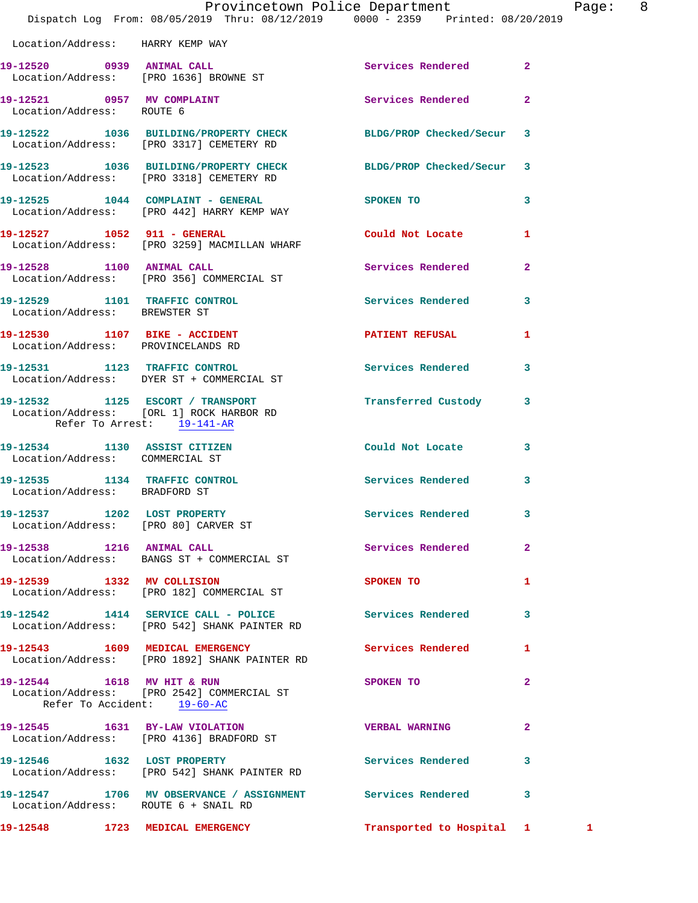Location/Address: HARRY KEMP WAY

**19-12520** 0939 **ANIMAL CALL** Services Rendered 2
Location/Address: [PRO 1636] BROWNE ST

**19-12521** 0957 **MV COMPLAINT** Services Rendered 2
Location/Address: ROUTE 6

**19-12522** 1036 **BUILDING/PROPERTY CHECK** BLDG/PROP Checked/Secur 3
Location/Address: [PRO 3317] CEMETERY RD

**19-12523** 1036 **BUILDING/PROPERTY CHECK** BLDG/PROP Checked/Secur 3
Location/Address: [PRO 3318] CEMETERY RD

**19-12525** 1044 **COMPLAINT - GENERAL** SPOKEN TO 3
Location/Address: [PRO 442] HARRY KEMP WAY

**19-12527** 1052 **911 - GENERAL** Could Not Locate 1
Location/Address: [PRO 3259] MACMILLAN WHARF

**19-12528** 1100 **ANIMAL CALL** Services Rendered 2
Location/Address: [PRO 356] COMMERCIAL ST

**19-12529** 1101 **TRAFFIC CONTROL** Services Rendered 3
Location/Address: BREWSTER ST

**19-12530** 1107 **BIKE - ACCIDENT** PATIENT REFUSAL 1
Location/Address: PROVINCELANDS RD

**19-12531** 1123 **TRAFFIC CONTROL** Services Rendered 3
Location/Address: DYER ST + COMMERCIAL ST

**19-12532** 1125 **ESCORT / TRANSPORT** Transferred Custody 3
Location/Address: [ORL 1] ROCK HARBOR RD
Refer To Arrest: 19-141-AR

**19-12534** 1130 **ASSIST CITIZEN** Could Not Locate 3
Location/Address: COMMERCIAL ST

**19-12535** 1134 **TRAFFIC CONTROL** Services Rendered 3
Location/Address: BRADFORD ST

**19-12537** 1202 **LOST PROPERTY** Services Rendered 3
Location/Address: [PRO 80] CARVER ST

**19-12538** 1216 **ANIMAL CALL** Services Rendered 2
Location/Address: BANGS ST + COMMERCIAL ST

**19-12539** 1332 **MV COLLISION** SPOKEN TO 1
Location/Address: [PRO 182] COMMERCIAL ST

**19-12542** 1414 **SERVICE CALL - POLICE** Services Rendered 3
Location/Address: [PRO 542] SHANK PAINTER RD

**19-12543** 1609 **MEDICAL EMERGENCY** Services Rendered 1
Location/Address: [PRO 1892] SHANK PAINTER RD

**19-12544** 1618 **MV HIT & RUN** SPOKEN TO 2
Location/Address: [PRO 2542] COMMERCIAL ST
Refer To Accident: 19-60-AC

**19-12545** 1631 **BY-LAW VIOLATION** VERBAL WARNING 2
Location/Address: [PRO 4136] BRADFORD ST

**19-12546** 1632 **LOST PROPERTY** Services Rendered 3
Location/Address: [PRO 542] SHANK PAINTER RD

**19-12547** 1706 **MV OBSERVANCE / ASSIGNMENT** Services Rendered 3
Location/Address: ROUTE 6 + SNAIL RD

**19-12548** 1723 **MEDICAL EMERGENCY** Transported to Hospital 1 1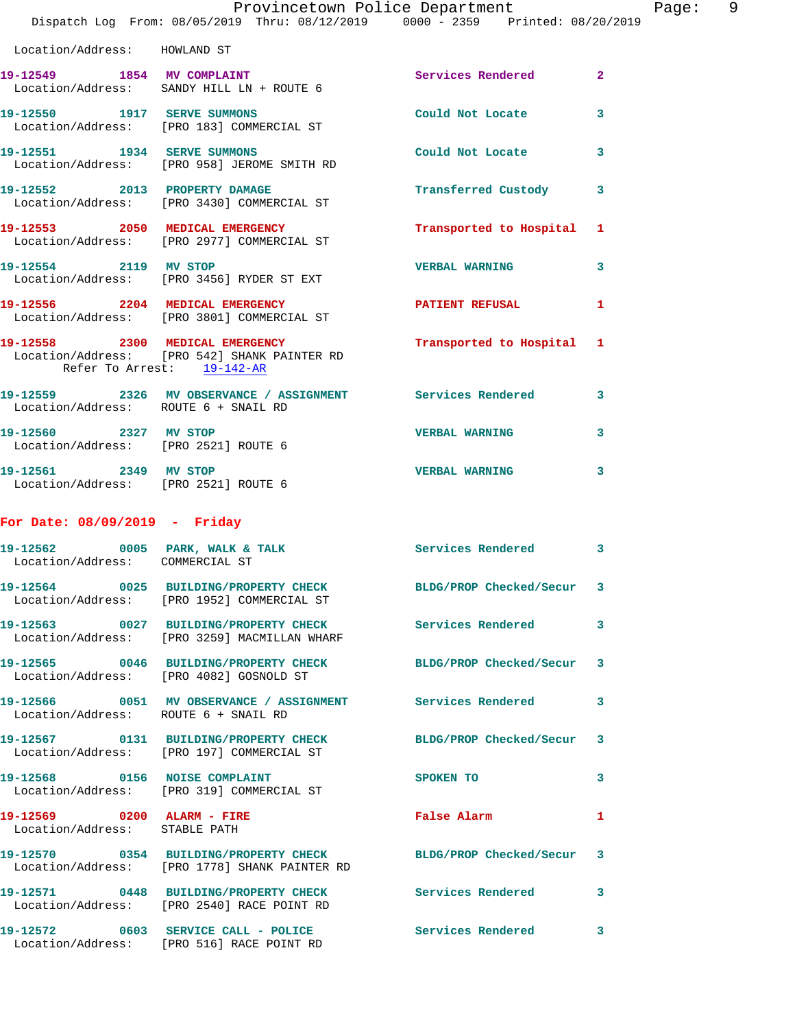Location/Address: HOWLAND ST

**19-12549** 1854 **MV COMPLAINT** Services Rendered 2
Location/Address: SANDY HILL LN + ROUTE 6

**19-12550** 1917 **SERVE SUMMONS** Could Not Locate 3
Location/Address: [PRO 183] COMMERCIAL ST

**19-12551** 1934 **SERVE SUMMONS** Could Not Locate 3
Location/Address: [PRO 958] JEROME SMITH RD

**19-12552** 2013 **PROPERTY DAMAGE** Transferred Custody 3
Location/Address: [PRO 3430] COMMERCIAL ST

**19-12553** 2050 **MEDICAL EMERGENCY** Transported to Hospital 1
Location/Address: [PRO 2977] COMMERCIAL ST

**19-12554** 2119 **MV STOP** VERBAL WARNING 3
Location/Address: [PRO 3456] RYDER ST EXT

**19-12556** 2204 **MEDICAL EMERGENCY** PATIENT REFUSAL 1
Location/Address: [PRO 3801] COMMERCIAL ST

**19-12558** 2300 **MEDICAL EMERGENCY** Transported to Hospital 1
Location/Address: [PRO 542] SHANK PAINTER RD
Refer To Arrest: 19-142-AR

**19-12559** 2326 **MV OBSERVANCE / ASSIGNMENT** Services Rendered 3
Location/Address: ROUTE 6 + SNAIL RD

**19-12560** 2327 **MV STOP** VERBAL WARNING 3
Location/Address: [PRO 2521] ROUTE 6

**19-12561** 2349 **MV STOP** VERBAL WARNING 3
Location/Address: [PRO 2521] ROUTE 6

## For Date: 08/09/2019 - Friday

**19-12562** 0005 **PARK, WALK & TALK** Services Rendered 3
Location/Address: COMMERCIAL ST

**19-12564** 0025 **BUILDING/PROPERTY CHECK** BLDG/PROP Checked/Secur 3
Location/Address: [PRO 1952] COMMERCIAL ST

**19-12563** 0027 **BUILDING/PROPERTY CHECK** Services Rendered 3
Location/Address: [PRO 3259] MACMILLAN WHARF

**19-12565** 0046 **BUILDING/PROPERTY CHECK** BLDG/PROP Checked/Secur 3
Location/Address: [PRO 4082] GOSNOLD ST

**19-12566** 0051 **MV OBSERVANCE / ASSIGNMENT** Services Rendered 3
Location/Address: ROUTE 6 + SNAIL RD

**19-12567** 0131 **BUILDING/PROPERTY CHECK** BLDG/PROP Checked/Secur 3
Location/Address: [PRO 197] COMMERCIAL ST

**19-12568** 0156 **NOISE COMPLAINT** SPOKEN TO 3
Location/Address: [PRO 319] COMMERCIAL ST

**19-12569** 0200 **ALARM - FIRE** False Alarm 1
Location/Address: STABLE PATH

**19-12570** 0354 **BUILDING/PROPERTY CHECK** BLDG/PROP Checked/Secur 3
Location/Address: [PRO 1778] SHANK PAINTER RD

**19-12571** 0448 **BUILDING/PROPERTY CHECK** Services Rendered 3
Location/Address: [PRO 2540] RACE POINT RD

**19-12572** 0603 **SERVICE CALL - POLICE** Services Rendered 3
Location/Address: [PRO 516] RACE POINT RD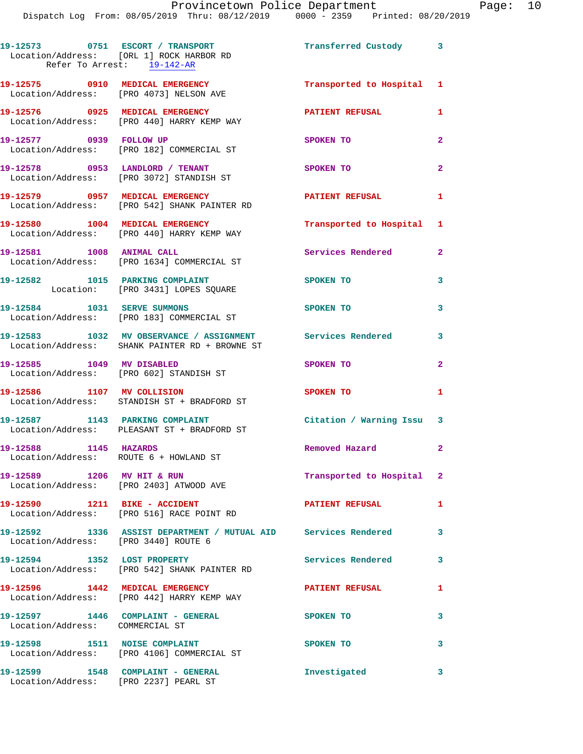19-12573 0751 ESCORT / TRANSPORT Transferred Custody 3
Location/Address: [ORL 1] ROCK HARBOR RD
Refer To Arrest: 19-142-AR

19-12575 0910 MEDICAL EMERGENCY Transported to Hospital 1
Location/Address: [PRO 4073] NELSON AVE

19-12576 0925 MEDICAL EMERGENCY PATIENT REFUSAL 1
Location/Address: [PRO 440] HARRY KEMP WAY

19-12577 0939 FOLLOW UP SPOKEN TO 2
Location/Address: [PRO 182] COMMERCIAL ST

19-12578 0953 LANDLORD / TENANT SPOKEN TO 2
Location/Address: [PRO 3072] STANDISH ST

19-12579 0957 MEDICAL EMERGENCY PATIENT REFUSAL 1
Location/Address: [PRO 542] SHANK PAINTER RD

19-12580 1004 MEDICAL EMERGENCY Transported to Hospital 1
Location/Address: [PRO 440] HARRY KEMP WAY

19-12581 1008 ANIMAL CALL Services Rendered 2
Location/Address: [PRO 1634] COMMERCIAL ST

19-12582 1015 PARKING COMPLAINT SPOKEN TO 3
Location: [PRO 3431] LOPES SQUARE

19-12584 1031 SERVE SUMMONS SPOKEN TO 3
Location/Address: [PRO 183] COMMERCIAL ST

19-12583 1032 MV OBSERVANCE / ASSIGNMENT Services Rendered 3
Location/Address: SHANK PAINTER RD + BROWNE ST

19-12585 1049 MV DISABLED SPOKEN TO 2
Location/Address: [PRO 602] STANDISH ST

19-12586 1107 MV COLLISION SPOKEN TO 1
Location/Address: STANDISH ST + BRADFORD ST

19-12587 1143 PARKING COMPLAINT Citation / Warning Issu 3
Location/Address: PLEASANT ST + BRADFORD ST

19-12588 1145 HAZARDS Removed Hazard 2
Location/Address: ROUTE 6 + HOWLAND ST

19-12589 1206 MV HIT & RUN Transported to Hospital 2
Location/Address: [PRO 2403] ATWOOD AVE

19-12590 1211 BIKE - ACCIDENT PATIENT REFUSAL 1
Location/Address: [PRO 516] RACE POINT RD

19-12592 1336 ASSIST DEPARTMENT / MUTUAL AID Services Rendered 3
Location/Address: [PRO 3440] ROUTE 6

19-12594 1352 LOST PROPERTY Services Rendered 3
Location/Address: [PRO 542] SHANK PAINTER RD

19-12596 1442 MEDICAL EMERGENCY PATIENT REFUSAL 1
Location/Address: [PRO 442] HARRY KEMP WAY

19-12597 1446 COMPLAINT - GENERAL SPOKEN TO 3
Location/Address: COMMERCIAL ST

19-12598 1511 NOISE COMPLAINT SPOKEN TO 3
Location/Address: [PRO 4106] COMMERCIAL ST

19-12599 1548 COMPLAINT - GENERAL Investigated 3
Location/Address: [PRO 2237] PEARL ST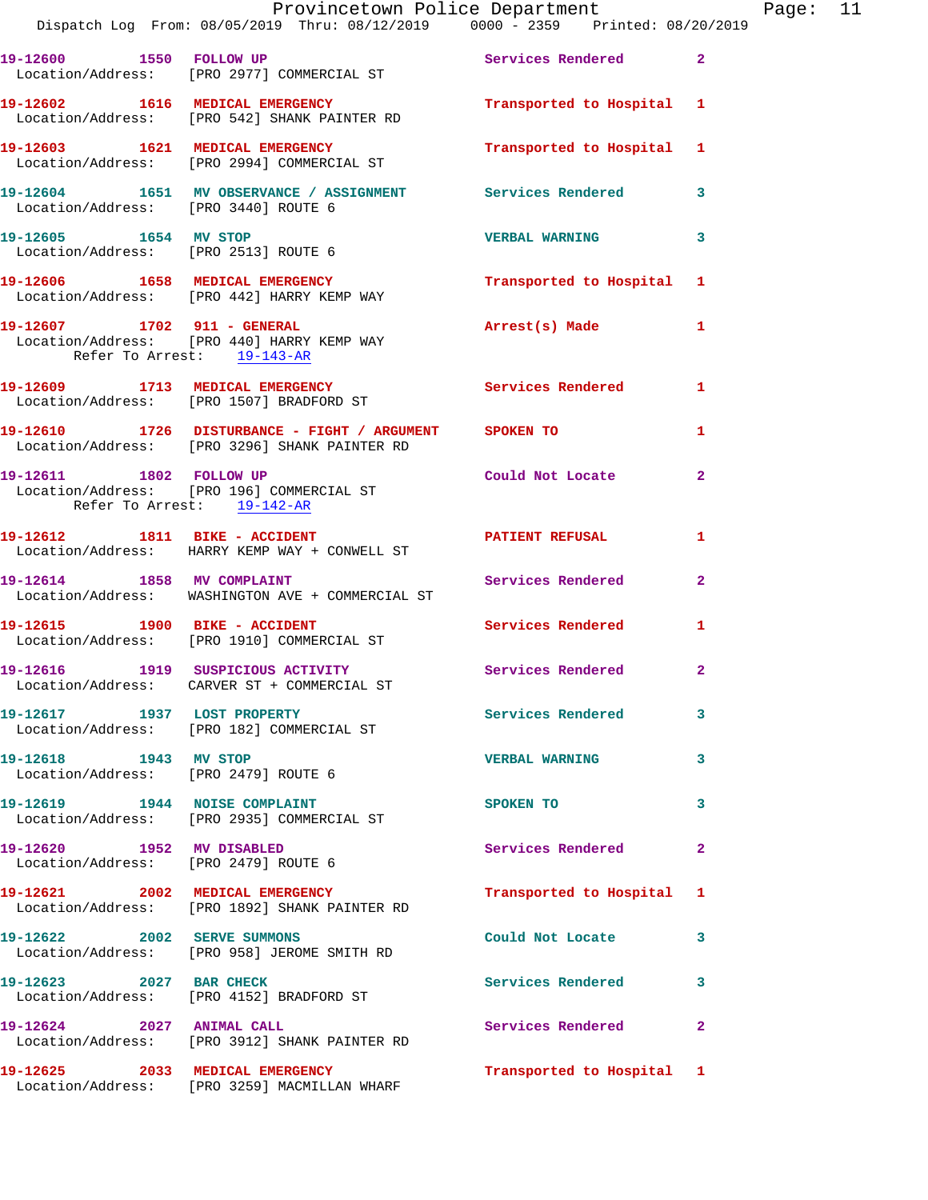19-12600 1550 FOLLOW UP Services Rendered 2
Location/Address: [PRO 2977] COMMERCIAL ST

19-12602 1616 MEDICAL EMERGENCY Transported to Hospital 1
Location/Address: [PRO 542] SHANK PAINTER RD

19-12603 1621 MEDICAL EMERGENCY Transported to Hospital 1
Location/Address: [PRO 2994] COMMERCIAL ST

19-12604 1651 MV OBSERVANCE / ASSIGNMENT Services Rendered 3
Location/Address: [PRO 3440] ROUTE 6

19-12605 1654 MV STOP VERBAL WARNING 3
Location/Address: [PRO 2513] ROUTE 6

19-12606 1658 MEDICAL EMERGENCY Transported to Hospital 1
Location/Address: [PRO 442] HARRY KEMP WAY

19-12607 1702 911 - GENERAL Arrest(s) Made 1
Location/Address: [PRO 440] HARRY KEMP WAY
Refer To Arrest: 19-143-AR

19-12609 1713 MEDICAL EMERGENCY Services Rendered 1
Location/Address: [PRO 1507] BRADFORD ST

19-12610 1726 DISTURBANCE - FIGHT / ARGUMENT SPOKEN TO 1
Location/Address: [PRO 3296] SHANK PAINTER RD

19-12611 1802 FOLLOW UP Could Not Locate 2
Location/Address: [PRO 196] COMMERCIAL ST
Refer To Arrest: 19-142-AR

19-12612 1811 BIKE - ACCIDENT PATIENT REFUSAL 1
Location/Address: HARRY KEMP WAY + CONWELL ST

19-12614 1858 MV COMPLAINT Services Rendered 2
Location/Address: WASHINGTON AVE + COMMERCIAL ST

19-12615 1900 BIKE - ACCIDENT Services Rendered 1
Location/Address: [PRO 1910] COMMERCIAL ST

19-12616 1919 SUSPICIOUS ACTIVITY Services Rendered 2
Location/Address: CARVER ST + COMMERCIAL ST

19-12617 1937 LOST PROPERTY Services Rendered 3
Location/Address: [PRO 182] COMMERCIAL ST

19-12618 1943 MV STOP VERBAL WARNING 3
Location/Address: [PRO 2479] ROUTE 6

19-12619 1944 NOISE COMPLAINT SPOKEN TO 3
Location/Address: [PRO 2935] COMMERCIAL ST

19-12620 1952 MV DISABLED Services Rendered 2
Location/Address: [PRO 2479] ROUTE 6

19-12621 2002 MEDICAL EMERGENCY Transported to Hospital 1
Location/Address: [PRO 1892] SHANK PAINTER RD

19-12622 2002 SERVE SUMMONS Could Not Locate 3
Location/Address: [PRO 958] JEROME SMITH RD

19-12623 2027 BAR CHECK Services Rendered 3
Location/Address: [PRO 4152] BRADFORD ST

19-12624 2027 ANIMAL CALL Services Rendered 2
Location/Address: [PRO 3912] SHANK PAINTER RD

19-12625 2033 MEDICAL EMERGENCY Transported to Hospital 1
Location/Address: [PRO 3259] MACMILLAN WHARF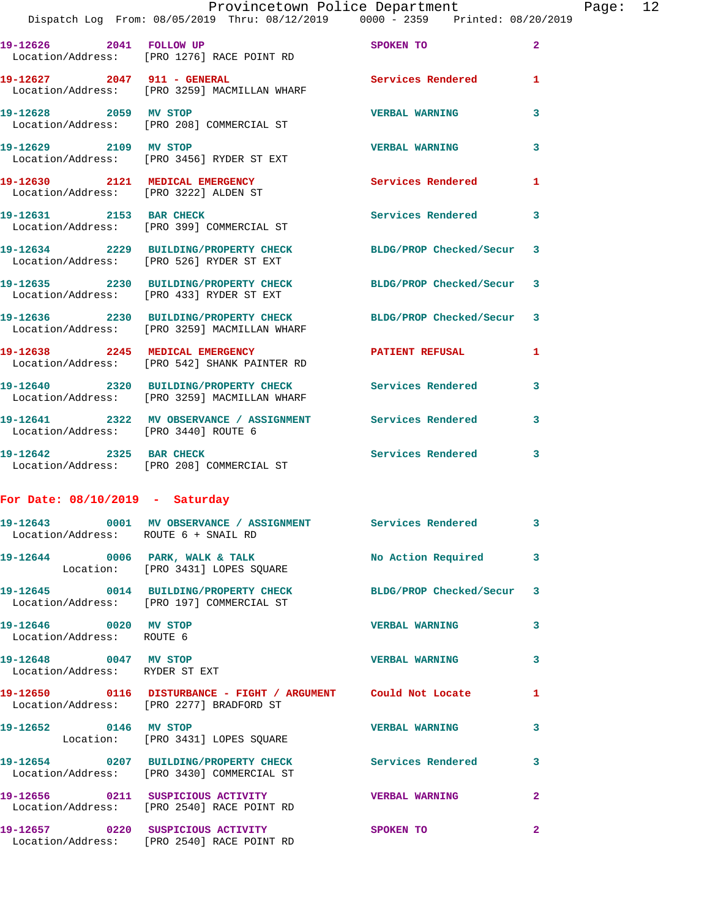19-12626 2041 FOLLOW UP SPOKEN TO 2
Location/Address: [PRO 1276] RACE POINT RD

19-12627 2047 911 - GENERAL Services Rendered 1
Location/Address: [PRO 3259] MACMILLAN WHARF

19-12628 2059 MV STOP VERBAL WARNING 3
Location/Address: [PRO 208] COMMERCIAL ST

19-12629 2109 MV STOP VERBAL WARNING 3
Location/Address: [PRO 3456] RYDER ST EXT

19-12630 2121 MEDICAL EMERGENCY Services Rendered 1
Location/Address: [PRO 3222] ALDEN ST

19-12631 2153 BAR CHECK Services Rendered 3
Location/Address: [PRO 399] COMMERCIAL ST

19-12634 2229 BUILDING/PROPERTY CHECK BLDG/PROP Checked/Secur 3
Location/Address: [PRO 526] RYDER ST EXT

19-12635 2230 BUILDING/PROPERTY CHECK BLDG/PROP Checked/Secur 3
Location/Address: [PRO 433] RYDER ST EXT

19-12636 2230 BUILDING/PROPERTY CHECK BLDG/PROP Checked/Secur 3
Location/Address: [PRO 3259] MACMILLAN WHARF

19-12638 2245 MEDICAL EMERGENCY PATIENT REFUSAL 1
Location/Address: [PRO 542] SHANK PAINTER RD

19-12640 2320 BUILDING/PROPERTY CHECK Services Rendered 3
Location/Address: [PRO 3259] MACMILLAN WHARF

19-12641 2322 MV OBSERVANCE / ASSIGNMENT Services Rendered 3
Location/Address: [PRO 3440] ROUTE 6

19-12642 2325 BAR CHECK Services Rendered 3
Location/Address: [PRO 208] COMMERCIAL ST

**For Date: 08/10/2019 - Saturday**

19-12643 0001 MV OBSERVANCE / ASSIGNMENT Services Rendered 3
Location/Address: ROUTE 6 + SNAIL RD

19-12644 0006 PARK, WALK & TALK No Action Required 3
Location: [PRO 3431] LOPES SQUARE

19-12645 0014 BUILDING/PROPERTY CHECK BLDG/PROP Checked/Secur 3
Location/Address: [PRO 197] COMMERCIAL ST

19-12646 0020 MV STOP VERBAL WARNING 3
Location/Address: ROUTE 6

19-12648 0047 MV STOP VERBAL WARNING 3
Location/Address: RYDER ST EXT

19-12650 0116 DISTURBANCE - FIGHT / ARGUMENT Could Not Locate 1
Location/Address: [PRO 2277] BRADFORD ST

19-12652 0146 MV STOP VERBAL WARNING 3
Location: [PRO 3431] LOPES SQUARE

19-12654 0207 BUILDING/PROPERTY CHECK Services Rendered 3
Location/Address: [PRO 3430] COMMERCIAL ST

19-12656 0211 SUSPICIOUS ACTIVITY VERBAL WARNING 2
Location/Address: [PRO 2540] RACE POINT RD

19-12657 0220 SUSPICIOUS ACTIVITY SPOKEN TO 2
Location/Address: [PRO 2540] RACE POINT RD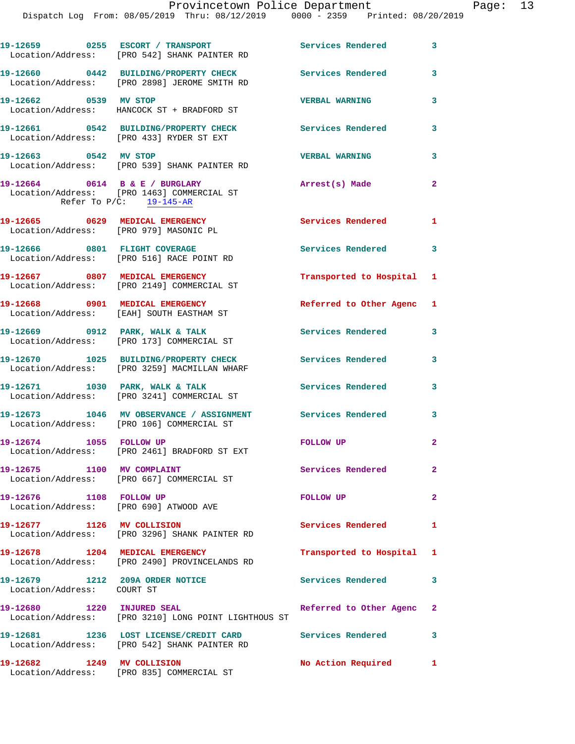19-12659 0255 ESCORT / TRANSPORT Services Rendered 3
Location/Address: [PRO 542] SHANK PAINTER RD

19-12660 0442 BUILDING/PROPERTY CHECK Services Rendered 3
Location/Address: [PRO 2898] JEROME SMITH RD

19-12662 0539 MV STOP VERBAL WARNING 3
Location/Address: HANCOCK ST + BRADFORD ST

19-12661 0542 BUILDING/PROPERTY CHECK Services Rendered 3
Location/Address: [PRO 433] RYDER ST EXT

19-12663 0542 MV STOP VERBAL WARNING 3
Location/Address: [PRO 539] SHANK PAINTER RD

19-12664 0614 B & E / BURGLARY Arrest(s) Made 2
Location/Address: [PRO 1463] COMMERCIAL ST
Refer To P/C: 19-145-AR

19-12665 0629 MEDICAL EMERGENCY Services Rendered 1
Location/Address: [PRO 979] MASONIC PL

19-12666 0801 FLIGHT COVERAGE Services Rendered 3
Location/Address: [PRO 516] RACE POINT RD

19-12667 0807 MEDICAL EMERGENCY Transported to Hospital 1
Location/Address: [PRO 2149] COMMERCIAL ST

19-12668 0901 MEDICAL EMERGENCY Referred to Other Agenc 1
Location/Address: [EAH] SOUTH EASTHAM ST

19-12669 0912 PARK, WALK & TALK Services Rendered 3
Location/Address: [PRO 173] COMMERCIAL ST

19-12670 1025 BUILDING/PROPERTY CHECK Services Rendered 3
Location/Address: [PRO 3259] MACMILLAN WHARF

19-12671 1030 PARK, WALK & TALK Services Rendered 3
Location/Address: [PRO 3241] COMMERCIAL ST

19-12673 1046 MV OBSERVANCE / ASSIGNMENT Services Rendered 3
Location/Address: [PRO 106] COMMERCIAL ST

19-12674 1055 FOLLOW UP FOLLOW UP 2
Location/Address: [PRO 2461] BRADFORD ST EXT

19-12675 1100 MV COMPLAINT Services Rendered 2
Location/Address: [PRO 667] COMMERCIAL ST

19-12676 1108 FOLLOW UP FOLLOW UP 2
Location/Address: [PRO 690] ATWOOD AVE

19-12677 1126 MV COLLISION Services Rendered 1
Location/Address: [PRO 3296] SHANK PAINTER RD

19-12678 1204 MEDICAL EMERGENCY Transported to Hospital 1
Location/Address: [PRO 2490] PROVINCELANDS RD

19-12679 1212 209A ORDER NOTICE Services Rendered 3
Location/Address: COURT ST

19-12680 1220 INJURED SEAL Referred to Other Agenc 2
Location/Address: [PRO 3210] LONG POINT LIGHTHOUS ST

19-12681 1236 LOST LICENSE/CREDIT CARD Services Rendered 3
Location/Address: [PRO 542] SHANK PAINTER RD

19-12682 1249 MV COLLISION No Action Required 1
Location/Address: [PRO 835] COMMERCIAL ST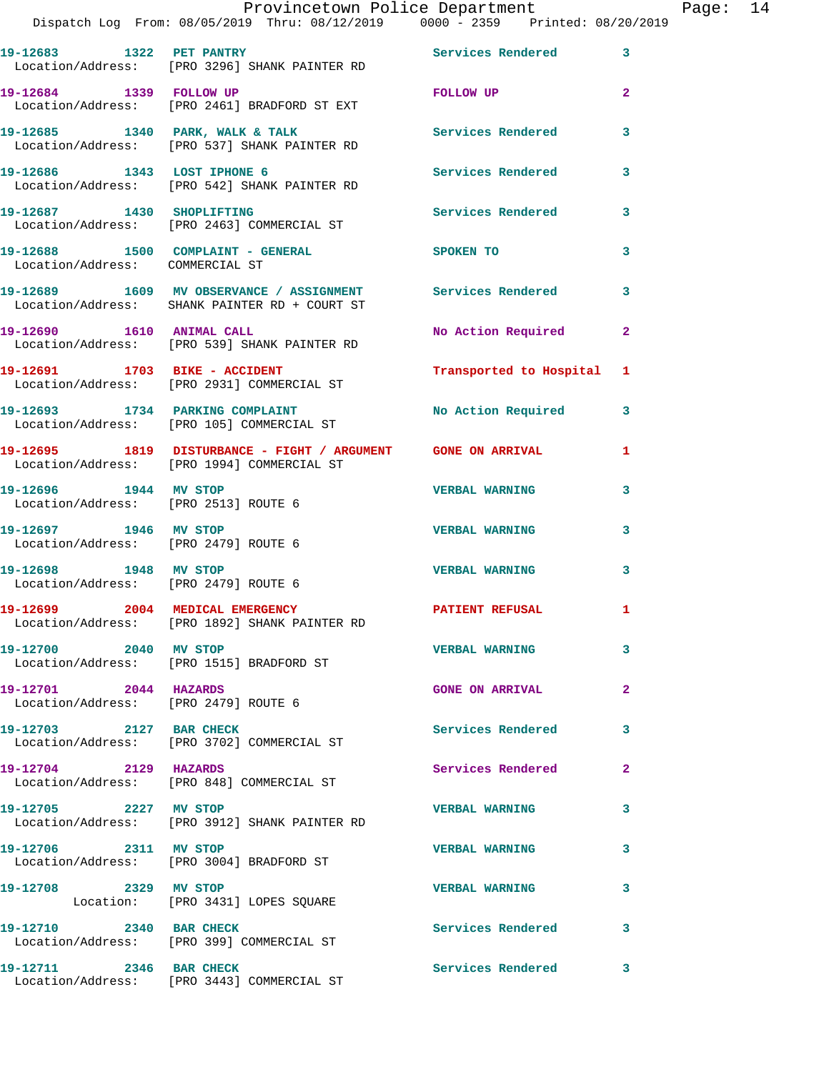19-12683 1322 PET PANTRY Services Rendered 3
Location/Address: [PRO 3296] SHANK PAINTER RD

19-12684 1339 FOLLOW UP FOLLOW UP 2
Location/Address: [PRO 2461] BRADFORD ST EXT

19-12685 1340 PARK, WALK & TALK Services Rendered 3
Location/Address: [PRO 537] SHANK PAINTER RD

19-12686 1343 LOST IPHONE 6 Services Rendered 3
Location/Address: [PRO 542] SHANK PAINTER RD

19-12687 1430 SHOPLIFTING Services Rendered 3
Location/Address: [PRO 2463] COMMERCIAL ST

19-12688 1500 COMPLAINT - GENERAL SPOKEN TO 3
Location/Address: COMMERCIAL ST

19-12689 1609 MV OBSERVANCE / ASSIGNMENT Services Rendered 3
Location/Address: SHANK PAINTER RD + COURT ST

19-12690 1610 ANIMAL CALL No Action Required 2
Location/Address: [PRO 539] SHANK PAINTER RD

19-12691 1703 BIKE - ACCIDENT Transported to Hospital 1
Location/Address: [PRO 2931] COMMERCIAL ST

19-12693 1734 PARKING COMPLAINT No Action Required 3
Location/Address: [PRO 105] COMMERCIAL ST

19-12695 1819 DISTURBANCE - FIGHT / ARGUMENT GONE ON ARRIVAL 1
Location/Address: [PRO 1994] COMMERCIAL ST

19-12696 1944 MV STOP VERBAL WARNING 3
Location/Address: [PRO 2513] ROUTE 6

19-12697 1946 MV STOP VERBAL WARNING 3
Location/Address: [PRO 2479] ROUTE 6

19-12698 1948 MV STOP VERBAL WARNING 3
Location/Address: [PRO 2479] ROUTE 6

19-12699 2004 MEDICAL EMERGENCY PATIENT REFUSAL 1
Location/Address: [PRO 1892] SHANK PAINTER RD

19-12700 2040 MV STOP VERBAL WARNING 3
Location/Address: [PRO 1515] BRADFORD ST

19-12701 2044 HAZARDS GONE ON ARRIVAL 2
Location/Address: [PRO 2479] ROUTE 6

19-12703 2127 BAR CHECK Services Rendered 3
Location/Address: [PRO 3702] COMMERCIAL ST

19-12704 2129 HAZARDS Services Rendered 2
Location/Address: [PRO 848] COMMERCIAL ST

19-12705 2227 MV STOP VERBAL WARNING 3
Location/Address: [PRO 3912] SHANK PAINTER RD

19-12706 2311 MV STOP VERBAL WARNING 3
Location/Address: [PRO 3004] BRADFORD ST

19-12708 2329 MV STOP VERBAL WARNING 3
Location: [PRO 3431] LOPES SQUARE

19-12710 2340 BAR CHECK Services Rendered 3
Location/Address: [PRO 399] COMMERCIAL ST

19-12711 2346 BAR CHECK Services Rendered 3
Location/Address: [PRO 3443] COMMERCIAL ST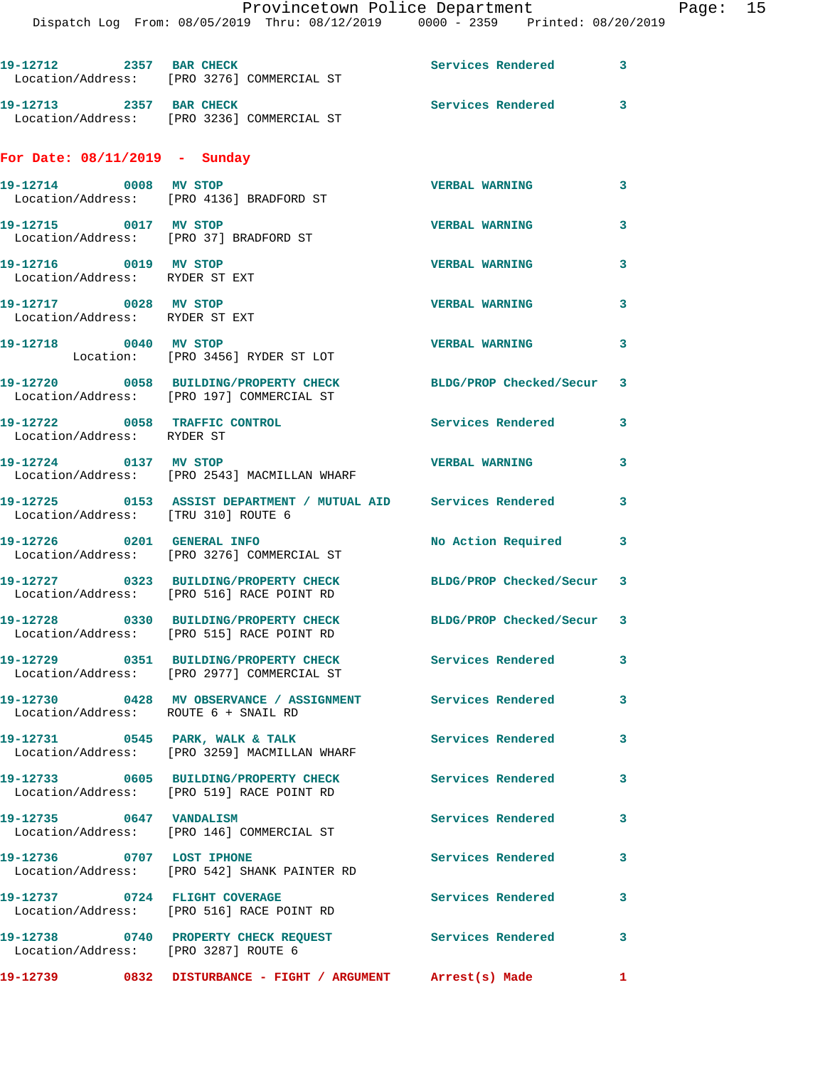19-12712 2357 BAR CHECK Services Rendered 3
Location/Address: [PRO 3276] COMMERCIAL ST

19-12713 2357 BAR CHECK Services Rendered 3
Location/Address: [PRO 3236] COMMERCIAL ST

## For Date: 08/11/2019 - Sunday

19-12714 0008 MV STOP VERBAL WARNING 3
Location/Address: [PRO 4136] BRADFORD ST

19-12715 0017 MV STOP VERBAL WARNING 3
Location/Address: [PRO 37] BRADFORD ST

19-12716 0019 MV STOP VERBAL WARNING 3
Location/Address: RYDER ST EXT

19-12717 0028 MV STOP VERBAL WARNING 3
Location/Address: RYDER ST EXT

19-12718 0040 MV STOP VERBAL WARNING 3
Location: [PRO 3456] RYDER ST LOT

19-12720 0058 BUILDING/PROPERTY CHECK BLDG/PROP Checked/Secur 3
Location/Address: [PRO 197] COMMERCIAL ST

19-12722 0058 TRAFFIC CONTROL Services Rendered 3
Location/Address: RYDER ST

19-12724 0137 MV STOP VERBAL WARNING 3
Location/Address: [PRO 2543] MACMILLAN WHARF

19-12725 0153 ASSIST DEPARTMENT / MUTUAL AID Services Rendered 3
Location/Address: [TRU 310] ROUTE 6

19-12726 0201 GENERAL INFO No Action Required 3
Location/Address: [PRO 3276] COMMERCIAL ST

19-12727 0323 BUILDING/PROPERTY CHECK BLDG/PROP Checked/Secur 3
Location/Address: [PRO 516] RACE POINT RD

19-12728 0330 BUILDING/PROPERTY CHECK BLDG/PROP Checked/Secur 3
Location/Address: [PRO 515] RACE POINT RD

19-12729 0351 BUILDING/PROPERTY CHECK Services Rendered 3
Location/Address: [PRO 2977] COMMERCIAL ST

19-12730 0428 MV OBSERVANCE / ASSIGNMENT Services Rendered 3
Location/Address: ROUTE 6 + SNAIL RD

19-12731 0545 PARK, WALK & TALK Services Rendered 3
Location/Address: [PRO 3259] MACMILLAN WHARF

19-12733 0605 BUILDING/PROPERTY CHECK Services Rendered 3
Location/Address: [PRO 519] RACE POINT RD

19-12735 0647 VANDALISM Services Rendered 3
Location/Address: [PRO 146] COMMERCIAL ST

19-12736 0707 LOST IPHONE Services Rendered 3
Location/Address: [PRO 542] SHANK PAINTER RD

19-12737 0724 FLIGHT COVERAGE Services Rendered 3
Location/Address: [PRO 516] RACE POINT RD

19-12738 0740 PROPERTY CHECK REQUEST Services Rendered 3
Location/Address: [PRO 3287] ROUTE 6

19-12739 0832 DISTURBANCE - FIGHT / ARGUMENT Arrest(s) Made 1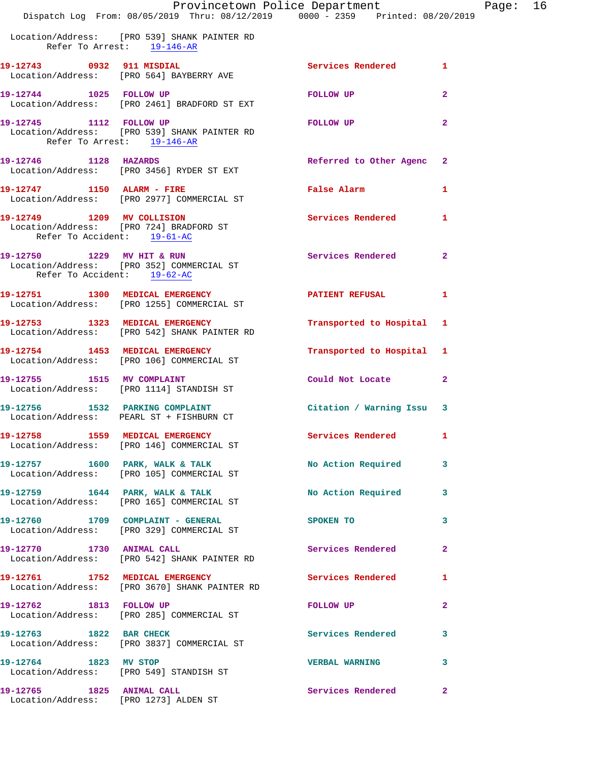Location/Address: [PRO 539] SHANK PAINTER RD
Refer To Arrest: 19-146-AR

**19-12743** 0932 **911 MISDIAL** — Services Rendered — 1
Location/Address: [PRO 564] BAYBERRY AVE

**19-12744** 1025 **FOLLOW UP** — FOLLOW UP — 2
Location/Address: [PRO 2461] BRADFORD ST EXT

**19-12745** 1112 **FOLLOW UP** — FOLLOW UP — 2
Location/Address: [PRO 539] SHANK PAINTER RD
Refer To Arrest: 19-146-AR

**19-12746** 1128 **HAZARDS** — Referred to Other Agenc — 2
Location/Address: [PRO 3456] RYDER ST EXT

**19-12747** 1150 **ALARM - FIRE** — False Alarm — 1
Location/Address: [PRO 2977] COMMERCIAL ST

**19-12749** 1209 **MV COLLISION** — Services Rendered — 1
Location/Address: [PRO 724] BRADFORD ST
Refer To Accident: 19-61-AC

**19-12750** 1229 **MV HIT & RUN** — Services Rendered — 2
Location/Address: [PRO 352] COMMERCIAL ST
Refer To Accident: 19-62-AC

**19-12751** 1300 **MEDICAL EMERGENCY** — PATIENT REFUSAL — 1
Location/Address: [PRO 1255] COMMERCIAL ST

**19-12753** 1323 **MEDICAL EMERGENCY** — Transported to Hospital — 1
Location/Address: [PRO 542] SHANK PAINTER RD

**19-12754** 1453 **MEDICAL EMERGENCY** — Transported to Hospital — 1
Location/Address: [PRO 106] COMMERCIAL ST

**19-12755** 1515 **MV COMPLAINT** — Could Not Locate — 2
Location/Address: [PRO 1114] STANDISH ST

**19-12756** 1532 **PARKING COMPLAINT** — Citation / Warning Issu — 3
Location/Address: PEARL ST + FISHBURN CT

**19-12758** 1559 **MEDICAL EMERGENCY** — Services Rendered — 1
Location/Address: [PRO 146] COMMERCIAL ST

**19-12757** 1600 **PARK, WALK & TALK** — No Action Required — 3
Location/Address: [PRO 105] COMMERCIAL ST

**19-12759** 1644 **PARK, WALK & TALK** — No Action Required — 3
Location/Address: [PRO 165] COMMERCIAL ST

**19-12760** 1709 **COMPLAINT - GENERAL** — SPOKEN TO — 3
Location/Address: [PRO 329] COMMERCIAL ST

**19-12770** 1730 **ANIMAL CALL** — Services Rendered — 2
Location/Address: [PRO 542] SHANK PAINTER RD

**19-12761** 1752 **MEDICAL EMERGENCY** — Services Rendered — 1
Location/Address: [PRO 3670] SHANK PAINTER RD

**19-12762** 1813 **FOLLOW UP** — FOLLOW UP — 2
Location/Address: [PRO 285] COMMERCIAL ST

**19-12763** 1822 **BAR CHECK** — Services Rendered — 3
Location/Address: [PRO 3837] COMMERCIAL ST

**19-12764** 1823 **MV STOP** — VERBAL WARNING — 3
Location/Address: [PRO 549] STANDISH ST

**19-12765** 1825 **ANIMAL CALL** — Services Rendered — 2
Location/Address: [PRO 1273] ALDEN ST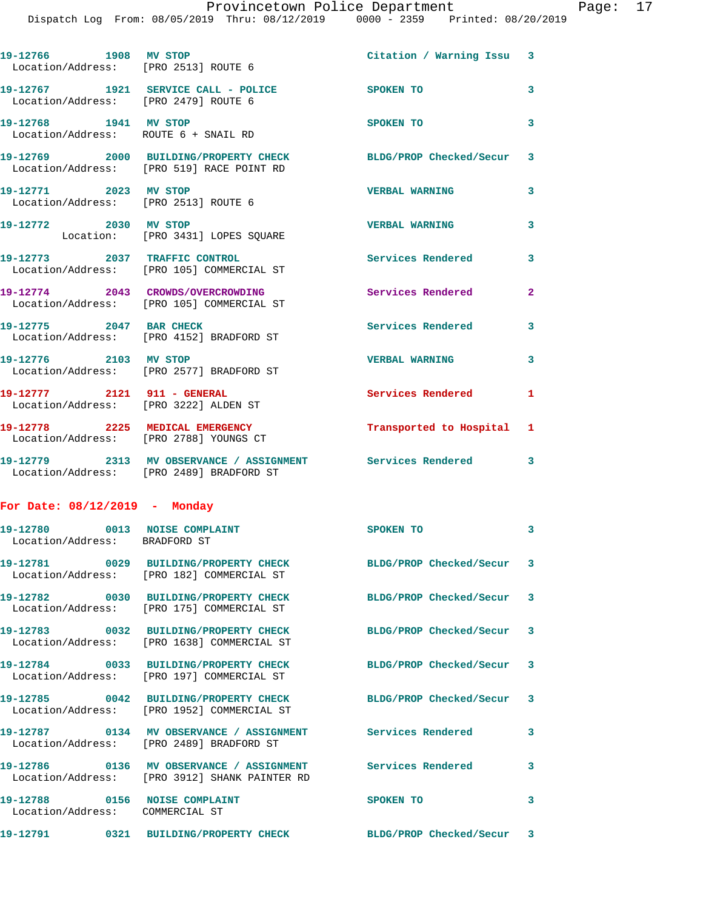19-12766 1908 MV STOP Citation / Warning Issu 3
Location/Address: [PRO 2513] ROUTE 6

19-12767 1921 SERVICE CALL - POLICE SPOKEN TO 3
Location/Address: [PRO 2479] ROUTE 6

19-12768 1941 MV STOP SPOKEN TO 3
Location/Address: ROUTE 6 + SNAIL RD

19-12769 2000 BUILDING/PROPERTY CHECK BLDG/PROP Checked/Secur 3
Location/Address: [PRO 519] RACE POINT RD

19-12771 2023 MV STOP VERBAL WARNING 3
Location/Address: [PRO 2513] ROUTE 6

19-12772 2030 MV STOP VERBAL WARNING 3
Location: [PRO 3431] LOPES SQUARE

19-12773 2037 TRAFFIC CONTROL Services Rendered 3
Location/Address: [PRO 105] COMMERCIAL ST

19-12774 2043 CROWDS/OVERCROWDING Services Rendered 2
Location/Address: [PRO 105] COMMERCIAL ST

19-12775 2047 BAR CHECK Services Rendered 3
Location/Address: [PRO 4152] BRADFORD ST

19-12776 2103 MV STOP VERBAL WARNING 3
Location/Address: [PRO 2577] BRADFORD ST

19-12777 2121 911 - GENERAL Services Rendered 1
Location/Address: [PRO 3222] ALDEN ST

19-12778 2225 MEDICAL EMERGENCY Transported to Hospital 1
Location/Address: [PRO 2788] YOUNGS CT

19-12779 2313 MV OBSERVANCE / ASSIGNMENT Services Rendered 3
Location/Address: [PRO 2489] BRADFORD ST

## For Date: 08/12/2019 - Monday

19-12780 0013 NOISE COMPLAINT SPOKEN TO 3
Location/Address: BRADFORD ST

19-12781 0029 BUILDING/PROPERTY CHECK BLDG/PROP Checked/Secur 3
Location/Address: [PRO 182] COMMERCIAL ST

19-12782 0030 BUILDING/PROPERTY CHECK BLDG/PROP Checked/Secur 3
Location/Address: [PRO 175] COMMERCIAL ST

19-12783 0032 BUILDING/PROPERTY CHECK BLDG/PROP Checked/Secur 3
Location/Address: [PRO 1638] COMMERCIAL ST

19-12784 0033 BUILDING/PROPERTY CHECK BLDG/PROP Checked/Secur 3
Location/Address: [PRO 197] COMMERCIAL ST

19-12785 0042 BUILDING/PROPERTY CHECK BLDG/PROP Checked/Secur 3
Location/Address: [PRO 1952] COMMERCIAL ST

19-12787 0134 MV OBSERVANCE / ASSIGNMENT Services Rendered 3
Location/Address: [PRO 2489] BRADFORD ST

19-12786 0136 MV OBSERVANCE / ASSIGNMENT Services Rendered 3
Location/Address: [PRO 3912] SHANK PAINTER RD

19-12788 0156 NOISE COMPLAINT SPOKEN TO 3
Location/Address: COMMERCIAL ST

19-12791 0321 BUILDING/PROPERTY CHECK BLDG/PROP Checked/Secur 3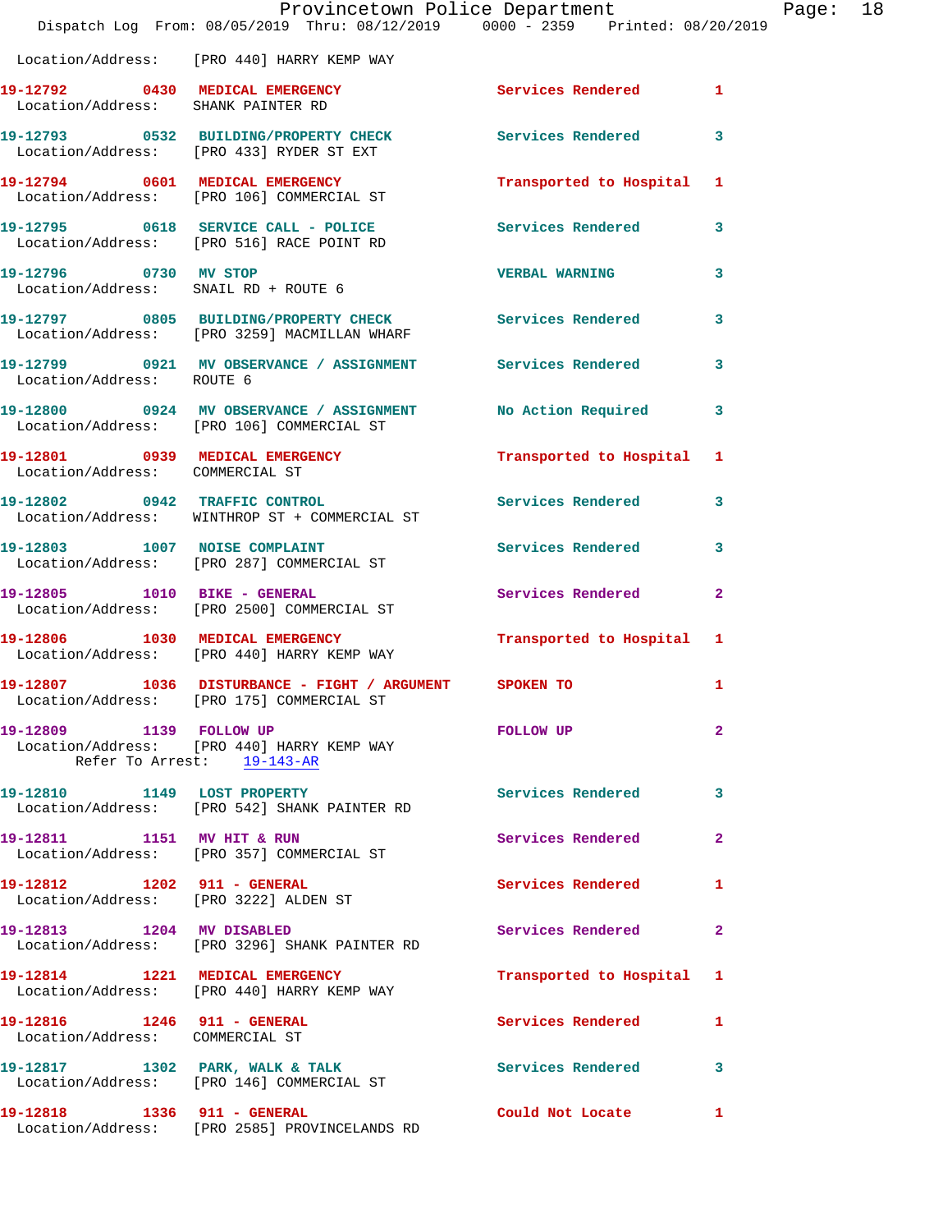Location/Address: [PRO 440] HARRY KEMP WAY

**19-12792** 0430 **MEDICAL EMERGENCY** Services Rendered 1
Location/Address: SHANK PAINTER RD

**19-12793** 0532 **BUILDING/PROPERTY CHECK** Services Rendered 3
Location/Address: [PRO 433] RYDER ST EXT

**19-12794** 0601 **MEDICAL EMERGENCY** Transported to Hospital 1
Location/Address: [PRO 106] COMMERCIAL ST

**19-12795** 0618 **SERVICE CALL - POLICE** Services Rendered 3
Location/Address: [PRO 516] RACE POINT RD

**19-12796** 0730 **MV STOP** VERBAL WARNING 3
Location/Address: SNAIL RD + ROUTE 6

**19-12797** 0805 **BUILDING/PROPERTY CHECK** Services Rendered 3
Location/Address: [PRO 3259] MACMILLAN WHARF

**19-12799** 0921 **MV OBSERVANCE / ASSIGNMENT** Services Rendered 3
Location/Address: ROUTE 6

**19-12800** 0924 **MV OBSERVANCE / ASSIGNMENT** No Action Required 3
Location/Address: [PRO 106] COMMERCIAL ST

**19-12801** 0939 **MEDICAL EMERGENCY** Transported to Hospital 1
Location/Address: COMMERCIAL ST

**19-12802** 0942 **TRAFFIC CONTROL** Services Rendered 3
Location/Address: WINTHROP ST + COMMERCIAL ST

**19-12803** 1007 **NOISE COMPLAINT** Services Rendered 3
Location/Address: [PRO 287] COMMERCIAL ST

**19-12805** 1010 **BIKE - GENERAL** Services Rendered 2
Location/Address: [PRO 2500] COMMERCIAL ST

**19-12806** 1030 **MEDICAL EMERGENCY** Transported to Hospital 1
Location/Address: [PRO 440] HARRY KEMP WAY

**19-12807** 1036 **DISTURBANCE - FIGHT / ARGUMENT** SPOKEN TO 1
Location/Address: [PRO 175] COMMERCIAL ST

**19-12809** 1139 **FOLLOW UP** FOLLOW UP 2
Location/Address: [PRO 440] HARRY KEMP WAY
Refer To Arrest: 19-143-AR

**19-12810** 1149 **LOST PROPERTY** Services Rendered 3
Location/Address: [PRO 542] SHANK PAINTER RD

**19-12811** 1151 **MV HIT & RUN** Services Rendered 2
Location/Address: [PRO 357] COMMERCIAL ST

**19-12812** 1202 **911 - GENERAL** Services Rendered 1
Location/Address: [PRO 3222] ALDEN ST

**19-12813** 1204 **MV DISABLED** Services Rendered 2
Location/Address: [PRO 3296] SHANK PAINTER RD

**19-12814** 1221 **MEDICAL EMERGENCY** Transported to Hospital 1
Location/Address: [PRO 440] HARRY KEMP WAY

**19-12816** 1246 **911 - GENERAL** Services Rendered 1
Location/Address: COMMERCIAL ST

**19-12817** 1302 **PARK, WALK & TALK** Services Rendered 3
Location/Address: [PRO 146] COMMERCIAL ST

**19-12818** 1336 **911 - GENERAL** Could Not Locate 1
Location/Address: [PRO 2585] PROVINCELANDS RD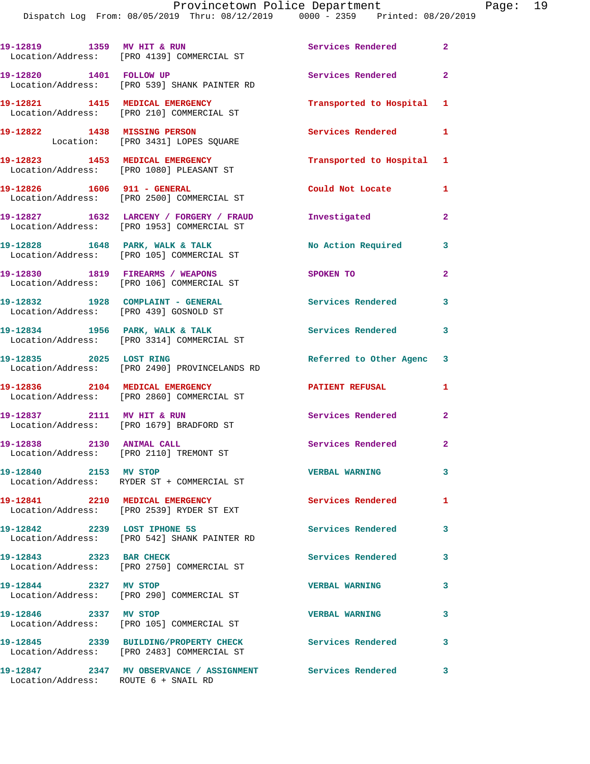| | | | | |
|---|---|---|---|---|
| 19-12819 | 1359 | MV HIT & RUN | Services Rendered | 2 |
| Location/Address: | | [PRO 4139] COMMERCIAL ST | | |
| 19-12820 | 1401 | FOLLOW UP | Services Rendered | 2 |
| Location/Address: | | [PRO 539] SHANK PAINTER RD | | |
| 19-12821 | 1415 | MEDICAL EMERGENCY | Transported to Hospital | 1 |
| Location/Address: | | [PRO 210] COMMERCIAL ST | | |
| 19-12822 | 1438 | MISSING PERSON | Services Rendered | 1 |
| Location: | | [PRO 3431] LOPES SQUARE | | |
| 19-12823 | 1453 | MEDICAL EMERGENCY | Transported to Hospital | 1 |
| Location/Address: | | [PRO 1080] PLEASANT ST | | |
| 19-12826 | 1606 | 911 - GENERAL | Could Not Locate | 1 |
| Location/Address: | | [PRO 2500] COMMERCIAL ST | | |
| 19-12827 | 1632 | LARCENY / FORGERY / FRAUD | Investigated | 2 |
| Location/Address: | | [PRO 1953] COMMERCIAL ST | | |
| 19-12828 | 1648 | PARK, WALK & TALK | No Action Required | 3 |
| Location/Address: | | [PRO 105] COMMERCIAL ST | | |
| 19-12830 | 1819 | FIREARMS / WEAPONS | SPOKEN TO | 2 |
| Location/Address: | | [PRO 106] COMMERCIAL ST | | |
| 19-12832 | 1928 | COMPLAINT - GENERAL | Services Rendered | 3 |
| Location/Address: | | [PRO 439] GOSNOLD ST | | |
| 19-12834 | 1956 | PARK, WALK & TALK | Services Rendered | 3 |
| Location/Address: | | [PRO 3314] COMMERCIAL ST | | |
| 19-12835 | 2025 | LOST RING | Referred to Other Agenc | 3 |
| Location/Address: | | [PRO 2490] PROVINCELANDS RD | | |
| 19-12836 | 2104 | MEDICAL EMERGENCY | PATIENT REFUSAL | 1 |
| Location/Address: | | [PRO 2860] COMMERCIAL ST | | |
| 19-12837 | 2111 | MV HIT & RUN | Services Rendered | 2 |
| Location/Address: | | [PRO 1679] BRADFORD ST | | |
| 19-12838 | 2130 | ANIMAL CALL | Services Rendered | 2 |
| Location/Address: | | [PRO 2110] TREMONT ST | | |
| 19-12840 | 2153 | MV STOP | VERBAL WARNING | 3 |
| Location/Address: | | RYDER ST + COMMERCIAL ST | | |
| 19-12841 | 2210 | MEDICAL EMERGENCY | Services Rendered | 1 |
| Location/Address: | | [PRO 2539] RYDER ST EXT | | |
| 19-12842 | 2239 | LOST IPHONE 5S | Services Rendered | 3 |
| Location/Address: | | [PRO 542] SHANK PAINTER RD | | |
| 19-12843 | 2323 | BAR CHECK | Services Rendered | 3 |
| Location/Address: | | [PRO 2750] COMMERCIAL ST | | |
| 19-12844 | 2327 | MV STOP | VERBAL WARNING | 3 |
| Location/Address: | | [PRO 290] COMMERCIAL ST | | |
| 19-12846 | 2337 | MV STOP | VERBAL WARNING | 3 |
| Location/Address: | | [PRO 105] COMMERCIAL ST | | |
| 19-12845 | 2339 | BUILDING/PROPERTY CHECK | Services Rendered | 3 |
| Location/Address: | | [PRO 2483] COMMERCIAL ST | | |
| 19-12847 | 2347 | MV OBSERVANCE / ASSIGNMENT | Services Rendered | 3 |
| Location/Address: | | ROUTE 6 + SNAIL RD | | |